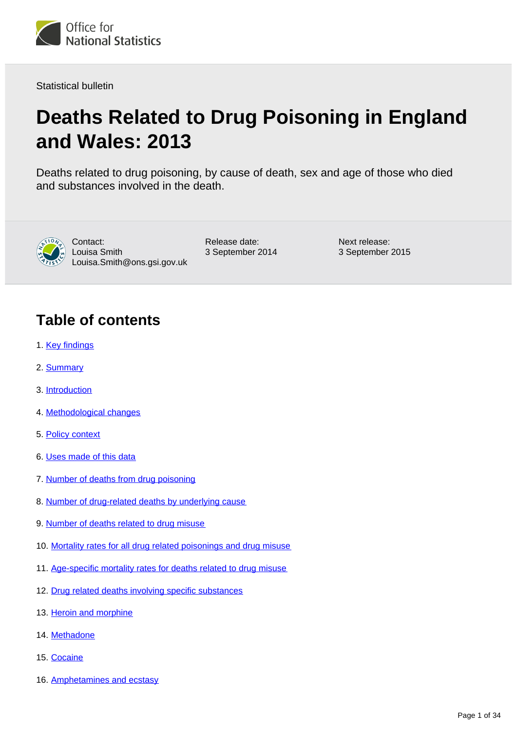Office for National Statistics

Statistical bulletin

# Deaths Related to Drug Poisoning in England and Wales: 2013

Deaths related to drug poisoning, by cause of death, sex and age of those who died and substances involved in the death.

Contact:
Louisa Smith
Louisa.Smith@ons.gsi.gov.uk

Release date:
3 September 2014

Next release:
3 September 2015

## Table of contents

1. Key findings
2. Summary
3. Introduction
4. Methodological changes
5. Policy context
6. Uses made of this data
7. Number of deaths from drug poisoning
8. Number of drug-related deaths by underlying cause
9. Number of deaths related to drug misuse
10. Mortality rates for all drug related poisonings and drug misuse
11. Age-specific mortality rates for deaths related to drug misuse
12. Drug related deaths involving specific substances
13. Heroin and morphine
14. Methadone
15. Cocaine
16. Amphetamines and ecstasy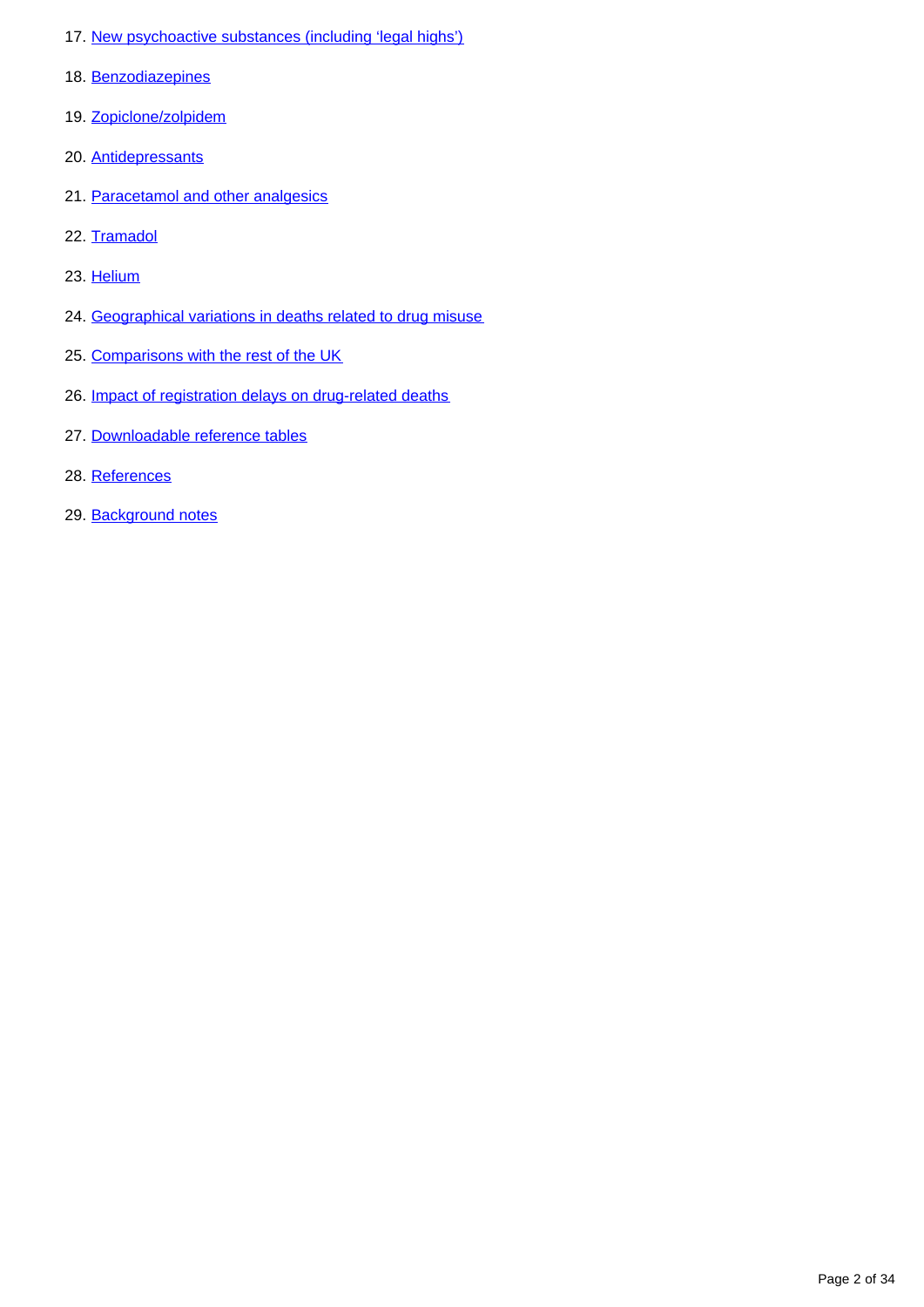17. New psychoactive substances (including ‘legal highs’)
18. Benzodiazepines
19. Zopiclone/zolpidem
20. Antidepressants
21. Paracetamol and other analgesics
22. Tramadol
23. Helium
24. Geographical variations in deaths related to drug misuse
25. Comparisons with the rest of the UK
26. Impact of registration delays on drug-related deaths
27. Downloadable reference tables
28. References
29. Background notes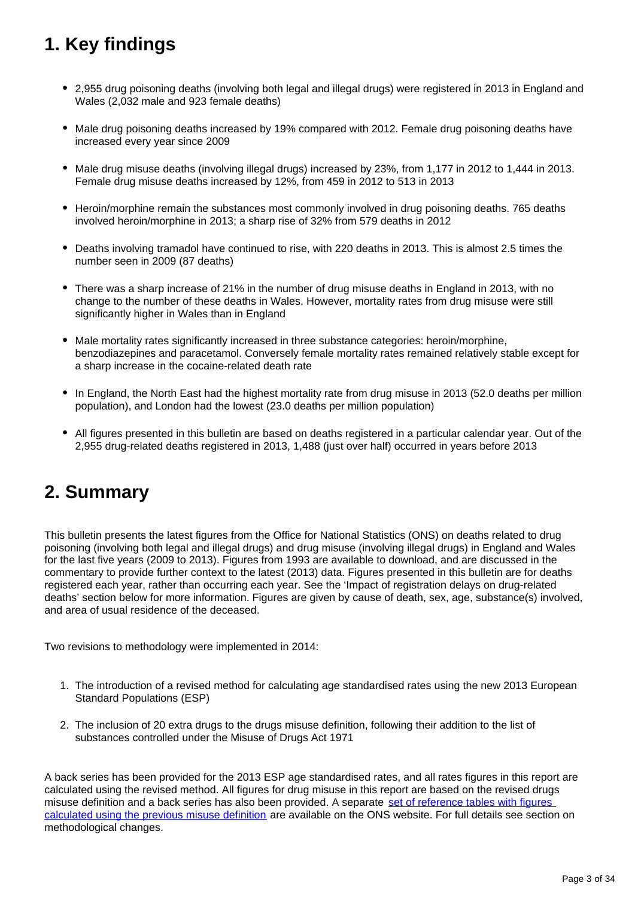# 1. Key findings

- 2,955 drug poisoning deaths (involving both legal and illegal drugs) were registered in 2013 in England and Wales (2,032 male and 923 female deaths)
- Male drug poisoning deaths increased by 19% compared with 2012. Female drug poisoning deaths have increased every year since 2009
- Male drug misuse deaths (involving illegal drugs) increased by 23%, from 1,177 in 2012 to 1,444 in 2013. Female drug misuse deaths increased by 12%, from 459 in 2012 to 513 in 2013
- Heroin/morphine remain the substances most commonly involved in drug poisoning deaths. 765 deaths involved heroin/morphine in 2013; a sharp rise of 32% from 579 deaths in 2012
- Deaths involving tramadol have continued to rise, with 220 deaths in 2013. This is almost 2.5 times the number seen in 2009 (87 deaths)
- There was a sharp increase of 21% in the number of drug misuse deaths in England in 2013, with no change to the number of these deaths in Wales. However, mortality rates from drug misuse were still significantly higher in Wales than in England
- Male mortality rates significantly increased in three substance categories: heroin/morphine, benzodiazepines and paracetamol. Conversely female mortality rates remained relatively stable except for a sharp increase in the cocaine-related death rate
- In England, the North East had the highest mortality rate from drug misuse in 2013 (52.0 deaths per million population), and London had the lowest (23.0 deaths per million population)
- All figures presented in this bulletin are based on deaths registered in a particular calendar year. Out of the 2,955 drug-related deaths registered in 2013, 1,488 (just over half) occurred in years before 2013

# 2. Summary

This bulletin presents the latest figures from the Office for National Statistics (ONS) on deaths related to drug poisoning (involving both legal and illegal drugs) and drug misuse (involving illegal drugs) in England and Wales for the last five years (2009 to 2013). Figures from 1993 are available to download, and are discussed in the commentary to provide further context to the latest (2013) data. Figures presented in this bulletin are for deaths registered each year, rather than occurring each year. See the 'Impact of registration delays on drug-related deaths' section below for more information. Figures are given by cause of death, sex, age, substance(s) involved, and area of usual residence of the deceased.

Two revisions to methodology were implemented in 2014:

1. The introduction of a revised method for calculating age standardised rates using the new 2013 European Standard Populations (ESP)
2. The inclusion of 20 extra drugs to the drugs misuse definition, following their addition to the list of substances controlled under the Misuse of Drugs Act 1971

A back series has been provided for the 2013 ESP age standardised rates, and all rates figures in this report are calculated using the revised method. All figures for drug misuse in this report are based on the revised drugs misuse definition and a back series has also been provided. A separate set of reference tables with figures calculated using the previous misuse definition are available on the ONS website. For full details see section on methodological changes.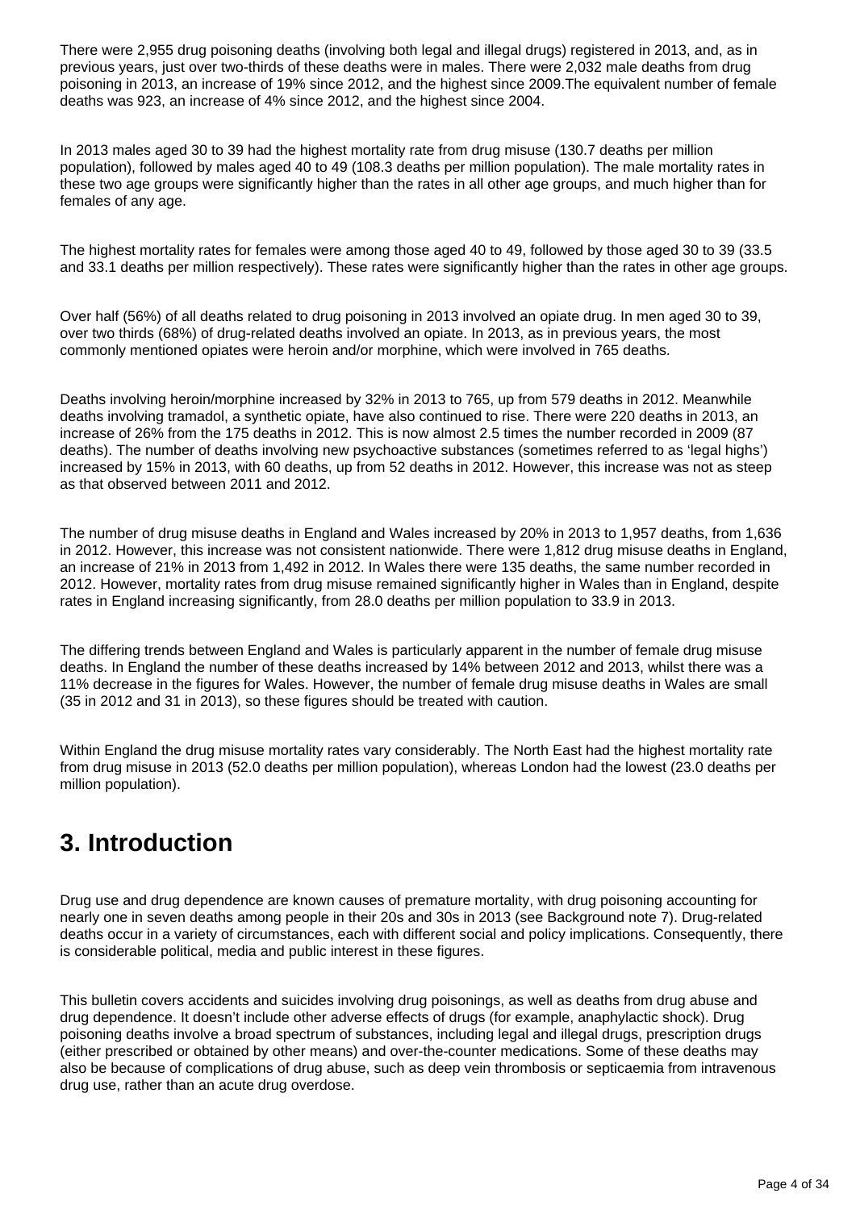There were 2,955 drug poisoning deaths (involving both legal and illegal drugs) registered in 2013, and, as in previous years, just over two-thirds of these deaths were in males. There were 2,032 male deaths from drug poisoning in 2013, an increase of 19% since 2012, and the highest since 2009.The equivalent number of female deaths was 923, an increase of 4% since 2012, and the highest since 2004.

In 2013 males aged 30 to 39 had the highest mortality rate from drug misuse (130.7 deaths per million population), followed by males aged 40 to 49 (108.3 deaths per million population). The male mortality rates in these two age groups were significantly higher than the rates in all other age groups, and much higher than for females of any age.

The highest mortality rates for females were among those aged 40 to 49, followed by those aged 30 to 39 (33.5 and 33.1 deaths per million respectively). These rates were significantly higher than the rates in other age groups.

Over half (56%) of all deaths related to drug poisoning in 2013 involved an opiate drug. In men aged 30 to 39, over two thirds (68%) of drug-related deaths involved an opiate. In 2013, as in previous years, the most commonly mentioned opiates were heroin and/or morphine, which were involved in 765 deaths.

Deaths involving heroin/morphine increased by 32% in 2013 to 765, up from 579 deaths in 2012. Meanwhile deaths involving tramadol, a synthetic opiate, have also continued to rise. There were 220 deaths in 2013, an increase of 26% from the 175 deaths in 2012. This is now almost 2.5 times the number recorded in 2009 (87 deaths). The number of deaths involving new psychoactive substances (sometimes referred to as 'legal highs') increased by 15% in 2013, with 60 deaths, up from 52 deaths in 2012. However, this increase was not as steep as that observed between 2011 and 2012.

The number of drug misuse deaths in England and Wales increased by 20% in 2013 to 1,957 deaths, from 1,636 in 2012. However, this increase was not consistent nationwide. There were 1,812 drug misuse deaths in England, an increase of 21% in 2013 from 1,492 in 2012. In Wales there were 135 deaths, the same number recorded in 2012. However, mortality rates from drug misuse remained significantly higher in Wales than in England, despite rates in England increasing significantly, from 28.0 deaths per million population to 33.9 in 2013.

The differing trends between England and Wales is particularly apparent in the number of female drug misuse deaths. In England the number of these deaths increased by 14% between 2012 and 2013, whilst there was a 11% decrease in the figures for Wales. However, the number of female drug misuse deaths in Wales are small (35 in 2012 and 31 in 2013), so these figures should be treated with caution.

Within England the drug misuse mortality rates vary considerably. The North East had the highest mortality rate from drug misuse in 2013 (52.0 deaths per million population), whereas London had the lowest (23.0 deaths per million population).

## 3. Introduction

Drug use and drug dependence are known causes of premature mortality, with drug poisoning accounting for nearly one in seven deaths among people in their 20s and 30s in 2013 (see Background note 7). Drug-related deaths occur in a variety of circumstances, each with different social and policy implications. Consequently, there is considerable political, media and public interest in these figures.

This bulletin covers accidents and suicides involving drug poisonings, as well as deaths from drug abuse and drug dependence. It doesn't include other adverse effects of drugs (for example, anaphylactic shock). Drug poisoning deaths involve a broad spectrum of substances, including legal and illegal drugs, prescription drugs (either prescribed or obtained by other means) and over-the-counter medications. Some of these deaths may also be because of complications of drug abuse, such as deep vein thrombosis or septicaemia from intravenous drug use, rather than an acute drug overdose.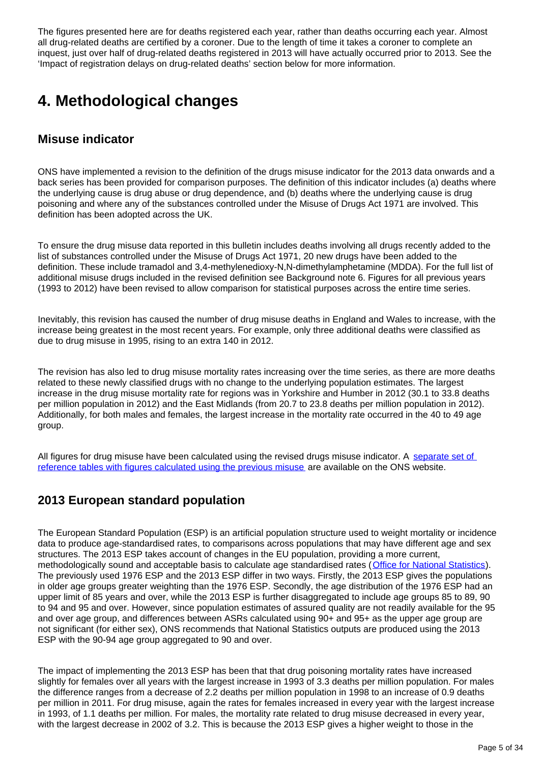The figures presented here are for deaths registered each year, rather than deaths occurring each year. Almost all drug-related deaths are certified by a coroner. Due to the length of time it takes a coroner to complete an inquest, just over half of drug-related deaths registered in 2013 will have actually occurred prior to 2013. See the 'Impact of registration delays on drug-related deaths' section below for more information.

# 4. Methodological changes

## Misuse indicator

ONS have implemented a revision to the definition of the drugs misuse indicator for the 2013 data onwards and a back series has been provided for comparison purposes. The definition of this indicator includes (a) deaths where the underlying cause is drug abuse or drug dependence, and (b) deaths where the underlying cause is drug poisoning and where any of the substances controlled under the Misuse of Drugs Act 1971 are involved. This definition has been adopted across the UK.

To ensure the drug misuse data reported in this bulletin includes deaths involving all drugs recently added to the list of substances controlled under the Misuse of Drugs Act 1971, 20 new drugs have been added to the definition. These include tramadol and 3,4-methylenedioxy-N,N-dimethylamphetamine (MDDA). For the full list of additional misuse drugs included in the revised definition see Background note 6. Figures for all previous years (1993 to 2012) have been revised to allow comparison for statistical purposes across the entire time series.

Inevitably, this revision has caused the number of drug misuse deaths in England and Wales to increase, with the increase being greatest in the most recent years. For example, only three additional deaths were classified as due to drug misuse in 1995, rising to an extra 140 in 2012.

The revision has also led to drug misuse mortality rates increasing over the time series, as there are more deaths related to these newly classified drugs with no change to the underlying population estimates. The largest increase in the drug misuse mortality rate for regions was in Yorkshire and Humber in 2012 (30.1 to 33.8 deaths per million population in 2012) and the East Midlands (from 20.7 to 23.8 deaths per million population in 2012). Additionally, for both males and females, the largest increase in the mortality rate occurred in the 40 to 49 age group.

All figures for drug misuse have been calculated using the revised drugs misuse indicator. A [separate set of reference tables with figures calculated using the previous misuse](#) are available on the ONS website.

## 2013 European standard population

The European Standard Population (ESP) is an artificial population structure used to weight mortality or incidence data to produce age-standardised rates, to comparisons across populations that may have different age and sex structures. The 2013 ESP takes account of changes in the EU population, providing a more current, methodologically sound and acceptable basis to calculate age standardised rates ([Office for National Statistics](#)). The previously used 1976 ESP and the 2013 ESP differ in two ways. Firstly, the 2013 ESP gives the populations in older age groups greater weighting than the 1976 ESP. Secondly, the age distribution of the 1976 ESP had an upper limit of 85 years and over, while the 2013 ESP is further disaggregated to include age groups 85 to 89, 90 to 94 and 95 and over. However, since population estimates of assured quality are not readily available for the 95 and over age group, and differences between ASRs calculated using 90+ and 95+ as the upper age group are not significant (for either sex), ONS recommends that National Statistics outputs are produced using the 2013 ESP with the 90-94 age group aggregated to 90 and over.

The impact of implementing the 2013 ESP has been that that drug poisoning mortality rates have increased slightly for females over all years with the largest increase in 1993 of 3.3 deaths per million population. For males the difference ranges from a decrease of 2.2 deaths per million population in 1998 to an increase of 0.9 deaths per million in 2011. For drug misuse, again the rates for females increased in every year with the largest increase in 1993, of 1.1 deaths per million. For males, the mortality rate related to drug misuse decreased in every year, with the largest decrease in 2002 of 3.2. This is because the 2013 ESP gives a higher weight to those in the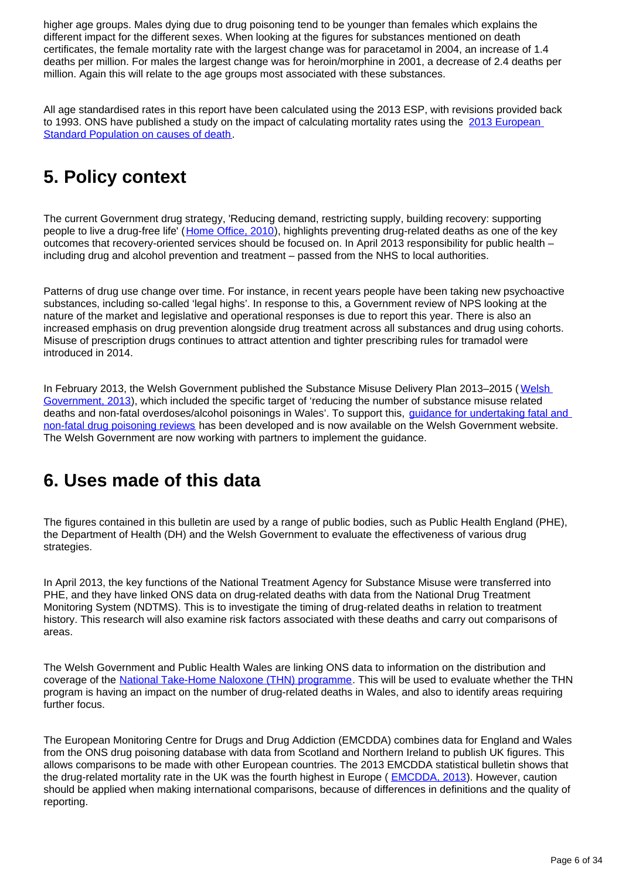higher age groups. Males dying due to drug poisoning tend to be younger than females which explains the different impact for the different sexes. When looking at the figures for substances mentioned on death certificates, the female mortality rate with the largest change was for paracetamol in 2004, an increase of 1.4 deaths per million. For males the largest change was for heroin/morphine in 2001, a decrease of 2.4 deaths per million. Again this will relate to the age groups most associated with these substances.

All age standardised rates in this report have been calculated using the 2013 ESP, with revisions provided back to 1993. ONS have published a study on the impact of calculating mortality rates using the 2013 European Standard Population on causes of death.

## 5. Policy context

The current Government drug strategy, 'Reducing demand, restricting supply, building recovery: supporting people to live a drug-free life' (Home Office, 2010), highlights preventing drug-related deaths as one of the key outcomes that recovery-oriented services should be focused on. In April 2013 responsibility for public health – including drug and alcohol prevention and treatment – passed from the NHS to local authorities.

Patterns of drug use change over time. For instance, in recent years people have been taking new psychoactive substances, including so-called 'legal highs'. In response to this, a Government review of NPS looking at the nature of the market and legislative and operational responses is due to report this year. There is also an increased emphasis on drug prevention alongside drug treatment across all substances and drug using cohorts. Misuse of prescription drugs continues to attract attention and tighter prescribing rules for tramadol were introduced in 2014.

In February 2013, the Welsh Government published the Substance Misuse Delivery Plan 2013–2015 (Welsh Government, 2013), which included the specific target of 'reducing the number of substance misuse related deaths and non-fatal overdoses/alcohol poisonings in Wales'. To support this, guidance for undertaking fatal and non-fatal drug poisoning reviews has been developed and is now available on the Welsh Government website. The Welsh Government are now working with partners to implement the guidance.

## 6. Uses made of this data

The figures contained in this bulletin are used by a range of public bodies, such as Public Health England (PHE), the Department of Health (DH) and the Welsh Government to evaluate the effectiveness of various drug strategies.

In April 2013, the key functions of the National Treatment Agency for Substance Misuse were transferred into PHE, and they have linked ONS data on drug-related deaths with data from the National Drug Treatment Monitoring System (NDTMS). This is to investigate the timing of drug-related deaths in relation to treatment history. This research will also examine risk factors associated with these deaths and carry out comparisons of areas.

The Welsh Government and Public Health Wales are linking ONS data to information on the distribution and coverage of the National Take-Home Naloxone (THN) programme. This will be used to evaluate whether the THN program is having an impact on the number of drug-related deaths in Wales, and also to identify areas requiring further focus.

The European Monitoring Centre for Drugs and Drug Addiction (EMCDDA) combines data for England and Wales from the ONS drug poisoning database with data from Scotland and Northern Ireland to publish UK figures. This allows comparisons to be made with other European countries. The 2013 EMCDDA statistical bulletin shows that the drug-related mortality rate in the UK was the fourth highest in Europe (EMCDDA, 2013). However, caution should be applied when making international comparisons, because of differences in definitions and the quality of reporting.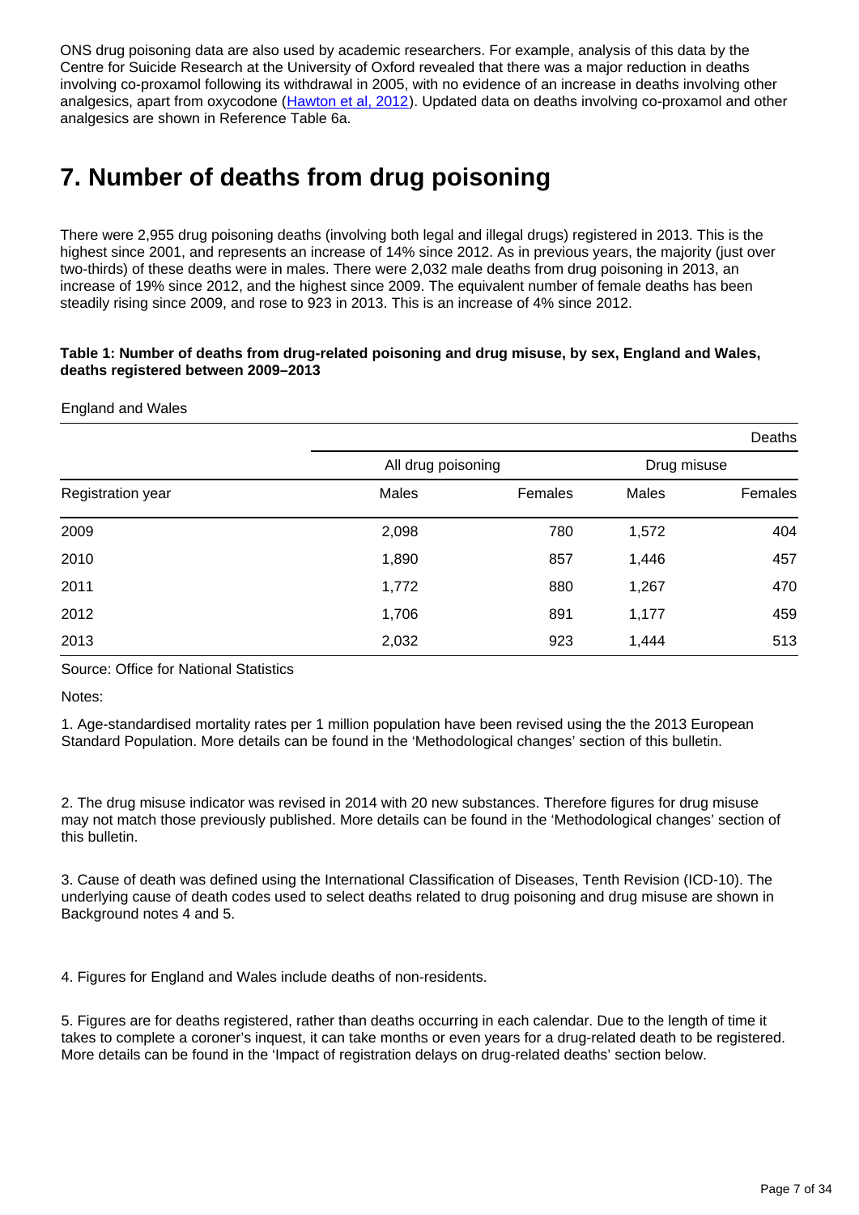ONS drug poisoning data are also used by academic researchers. For example, analysis of this data by the Centre for Suicide Research at the University of Oxford revealed that there was a major reduction in deaths involving co-proxamol following its withdrawal in 2005, with no evidence of an increase in deaths involving other analgesics, apart from oxycodone (Hawton et al, 2012). Updated data on deaths involving co-proxamol and other analgesics are shown in Reference Table 6a.

# 7. Number of deaths from drug poisoning

There were 2,955 drug poisoning deaths (involving both legal and illegal drugs) registered in 2013. This is the highest since 2001, and represents an increase of 14% since 2012. As in previous years, the majority (just over two-thirds) of these deaths were in males. There were 2,032 male deaths from drug poisoning in 2013, an increase of 19% since 2012, and the highest since 2009. The equivalent number of female deaths has been steadily rising since 2009, and rose to 923 in 2013. This is an increase of 4% since 2012.

**Table 1: Number of deaths from drug-related poisoning and drug misuse, by sex, England and Wales, deaths registered between 2009–2013**

England and Wales

| | | | | Deaths |
|---|---|---|---|---|
| | All drug poisoning | | Drug misuse | |
| Registration year | Males | Females | Males | Females |
| 2009 | 2,098 | 780 | 1,572 | 404 |
| 2010 | 1,890 | 857 | 1,446 | 457 |
| 2011 | 1,772 | 880 | 1,267 | 470 |
| 2012 | 1,706 | 891 | 1,177 | 459 |
| 2013 | 2,032 | 923 | 1,444 | 513 |

Source: Office for National Statistics

Notes:

1. Age-standardised mortality rates per 1 million population have been revised using the the 2013 European Standard Population. More details can be found in the 'Methodological changes' section of this bulletin.

2. The drug misuse indicator was revised in 2014 with 20 new substances. Therefore figures for drug misuse may not match those previously published. More details can be found in the 'Methodological changes' section of this bulletin.

3. Cause of death was defined using the International Classification of Diseases, Tenth Revision (ICD-10). The underlying cause of death codes used to select deaths related to drug poisoning and drug misuse are shown in Background notes 4 and 5.

4. Figures for England and Wales include deaths of non-residents.

5. Figures are for deaths registered, rather than deaths occurring in each calendar. Due to the length of time it takes to complete a coroner's inquest, it can take months or even years for a drug-related death to be registered. More details can be found in the 'Impact of registration delays on drug-related deaths' section below.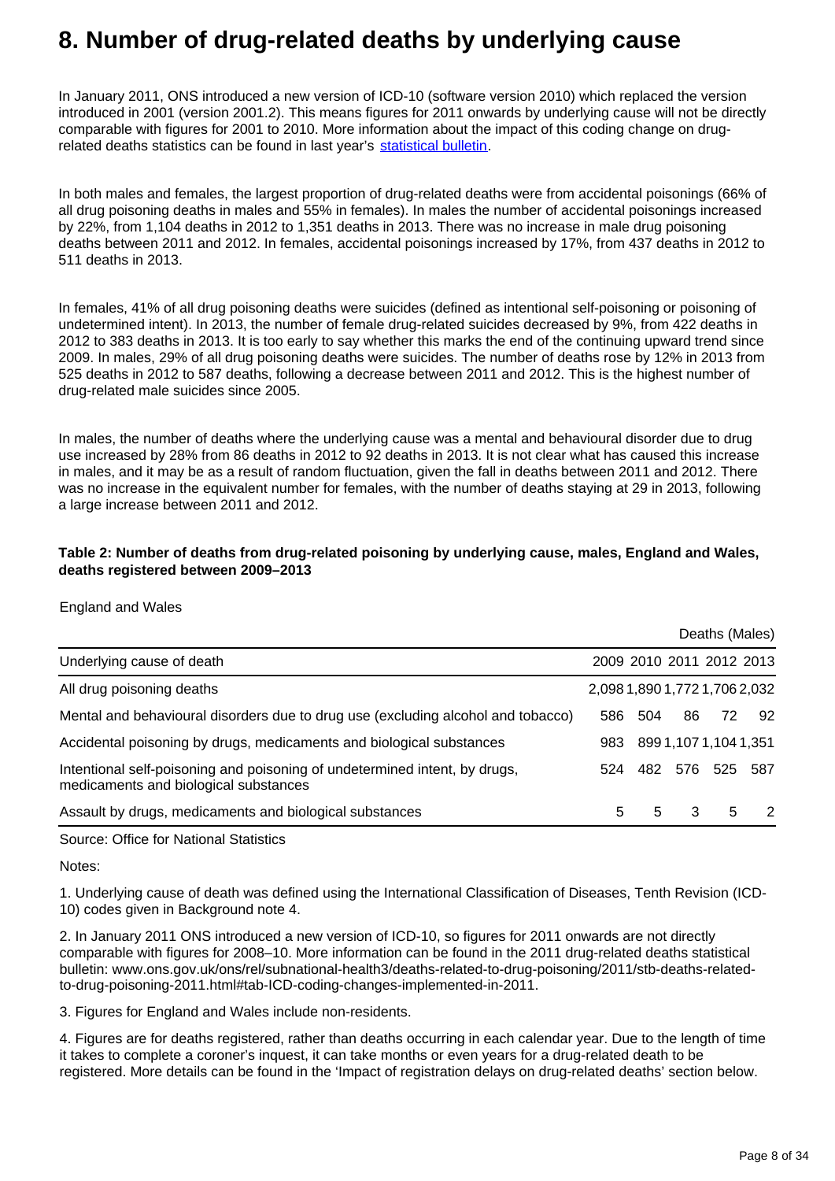# 8. Number of drug-related deaths by underlying cause

In January 2011, ONS introduced a new version of ICD-10 (software version 2010) which replaced the version introduced in 2001 (version 2001.2). This means figures for 2011 onwards by underlying cause will not be directly comparable with figures for 2001 to 2010. More information about the impact of this coding change on drug-related deaths statistics can be found in last year's [statistical bulletin](statistical bulletin).

In both males and females, the largest proportion of drug-related deaths were from accidental poisonings (66% of all drug poisoning deaths in males and 55% in females). In males the number of accidental poisonings increased by 22%, from 1,104 deaths in 2012 to 1,351 deaths in 2013. There was no increase in male drug poisoning deaths between 2011 and 2012. In females, accidental poisonings increased by 17%, from 437 deaths in 2012 to 511 deaths in 2013.

In females, 41% of all drug poisoning deaths were suicides (defined as intentional self-poisoning or poisoning of undetermined intent). In 2013, the number of female drug-related suicides decreased by 9%, from 422 deaths in 2012 to 383 deaths in 2013. It is too early to say whether this marks the end of the continuing upward trend since 2009. In males, 29% of all drug poisoning deaths were suicides. The number of deaths rose by 12% in 2013 from 525 deaths in 2012 to 587 deaths, following a decrease between 2011 and 2012. This is the highest number of drug-related male suicides since 2005.

In males, the number of deaths where the underlying cause was a mental and behavioural disorder due to drug use increased by 28% from 86 deaths in 2012 to 92 deaths in 2013. It is not clear what has caused this increase in males, and it may be as a result of random fluctuation, given the fall in deaths between 2011 and 2012. There was no increase in the equivalent number for females, with the number of deaths staying at 29 in 2013, following a large increase between 2011 and 2012.

**Table 2: Number of deaths from drug-related poisoning by underlying cause, males, England and Wales, deaths registered between 2009–2013**

England and Wales

Deaths (Males)

| Underlying cause of death | 2009 | 2010 | 2011 | 2012 | 2013 |
|---|---|---|---|---|---|
| All drug poisoning deaths | 2,098 | 1,890 | 1,772 | 1,706 | 2,032 |
| Mental and behavioural disorders due to drug use (excluding alcohol and tobacco) | 586 | 504 | 86 | 72 | 92 |
| Accidental poisoning by drugs, medicaments and biological substances | 983 | 899 | 1,107 | 1,104 | 1,351 |
| Intentional self-poisoning and poisoning of undetermined intent, by drugs, medicaments and biological substances | 524 | 482 | 576 | 525 | 587 |
| Assault by drugs, medicaments and biological substances | 5 | 5 | 3 | 5 | 2 |

Source: Office for National Statistics

Notes:

1. Underlying cause of death was defined using the International Classification of Diseases, Tenth Revision (ICD-10) codes given in Background note 4.

2. In January 2011 ONS introduced a new version of ICD-10, so figures for 2011 onwards are not directly comparable with figures for 2008–10. More information can be found in the 2011 drug-related deaths statistical bulletin: www.ons.gov.uk/ons/rel/subnational-health3/deaths-related-to-drug-poisoning/2011/stb-deaths-related-to-drug-poisoning-2011.html#tab-ICD-coding-changes-implemented-in-2011.

3. Figures for England and Wales include non-residents.

4. Figures are for deaths registered, rather than deaths occurring in each calendar year. Due to the length of time it takes to complete a coroner's inquest, it can take months or even years for a drug-related death to be registered. More details can be found in the 'Impact of registration delays on drug-related deaths' section below.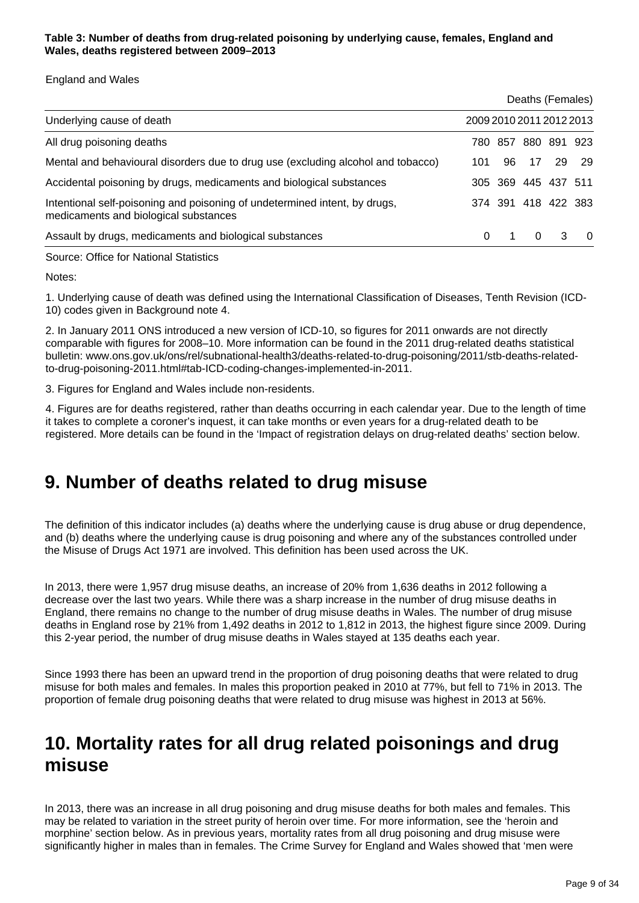**Table 3: Number of deaths from drug-related poisoning by underlying cause, females, England and Wales, deaths registered between 2009–2013**

England and Wales

Deaths (Females)

| Underlying cause of death | 2009 | 2010 | 2011 | 2012 | 2013 |
|---|---|---|---|---|---|
| All drug poisoning deaths | 780 | 857 | 880 | 891 | 923 |
| Mental and behavioural disorders due to drug use (excluding alcohol and tobacco) | 101 | 96 | 17 | 29 | 29 |
| Accidental poisoning by drugs, medicaments and biological substances | 305 | 369 | 445 | 437 | 511 |
| Intentional self-poisoning and poisoning of undetermined intent, by drugs, medicaments and biological substances | 374 | 391 | 418 | 422 | 383 |
| Assault by drugs, medicaments and biological substances | 0 | 1 | 0 | 3 | 0 |

Source: Office for National Statistics

Notes:

1. Underlying cause of death was defined using the International Classification of Diseases, Tenth Revision (ICD-10) codes given in Background note 4.

2. In January 2011 ONS introduced a new version of ICD-10, so figures for 2011 onwards are not directly comparable with figures for 2008–10. More information can be found in the 2011 drug-related deaths statistical bulletin: www.ons.gov.uk/ons/rel/subnational-health3/deaths-related-to-drug-poisoning/2011/stb-deaths-related-to-drug-poisoning-2011.html#tab-ICD-coding-changes-implemented-in-2011.

3. Figures for England and Wales include non-residents.

4. Figures are for deaths registered, rather than deaths occurring in each calendar year. Due to the length of time it takes to complete a coroner's inquest, it can take months or even years for a drug-related death to be registered. More details can be found in the 'Impact of registration delays on drug-related deaths' section below.

## 9. Number of deaths related to drug misuse

The definition of this indicator includes (a) deaths where the underlying cause is drug abuse or drug dependence, and (b) deaths where the underlying cause is drug poisoning and where any of the substances controlled under the Misuse of Drugs Act 1971 are involved. This definition has been used across the UK.

In 2013, there were 1,957 drug misuse deaths, an increase of 20% from 1,636 deaths in 2012 following a decrease over the last two years. While there was a sharp increase in the number of drug misuse deaths in England, there remains no change to the number of drug misuse deaths in Wales. The number of drug misuse deaths in England rose by 21% from 1,492 deaths in 2012 to 1,812 in 2013, the highest figure since 2009. During this 2-year period, the number of drug misuse deaths in Wales stayed at 135 deaths each year.

Since 1993 there has been an upward trend in the proportion of drug poisoning deaths that were related to drug misuse for both males and females. In males this proportion peaked in 2010 at 77%, but fell to 71% in 2013. The proportion of female drug poisoning deaths that were related to drug misuse was highest in 2013 at 56%.

## 10. Mortality rates for all drug related poisonings and drug misuse

In 2013, there was an increase in all drug poisoning and drug misuse deaths for both males and females. This may be related to variation in the street purity of heroin over time. For more information, see the 'heroin and morphine' section below. As in previous years, mortality rates from all drug poisoning and drug misuse were significantly higher in males than in females. The Crime Survey for England and Wales showed that 'men were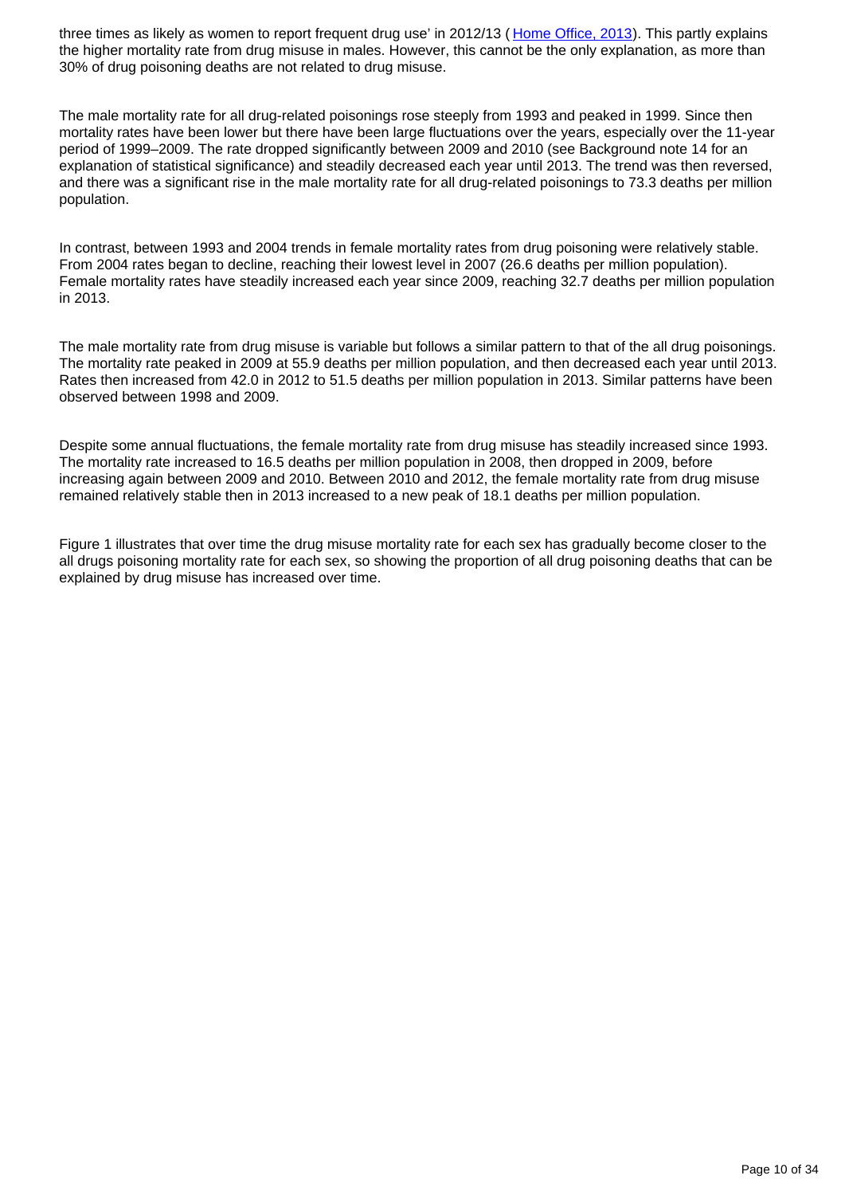three times as likely as women to report frequent drug use' in 2012/13 ( Home Office, 2013). This partly explains the higher mortality rate from drug misuse in males. However, this cannot be the only explanation, as more than 30% of drug poisoning deaths are not related to drug misuse.

The male mortality rate for all drug-related poisonings rose steeply from 1993 and peaked in 1999. Since then mortality rates have been lower but there have been large fluctuations over the years, especially over the 11-year period of 1999–2009. The rate dropped significantly between 2009 and 2010 (see Background note 14 for an explanation of statistical significance) and steadily decreased each year until 2013. The trend was then reversed, and there was a significant rise in the male mortality rate for all drug-related poisonings to 73.3 deaths per million population.

In contrast, between 1993 and 2004 trends in female mortality rates from drug poisoning were relatively stable. From 2004 rates began to decline, reaching their lowest level in 2007 (26.6 deaths per million population). Female mortality rates have steadily increased each year since 2009, reaching 32.7 deaths per million population in 2013.

The male mortality rate from drug misuse is variable but follows a similar pattern to that of the all drug poisonings. The mortality rate peaked in 2009 at 55.9 deaths per million population, and then decreased each year until 2013. Rates then increased from 42.0 in 2012 to 51.5 deaths per million population in 2013. Similar patterns have been observed between 1998 and 2009.

Despite some annual fluctuations, the female mortality rate from drug misuse has steadily increased since 1993. The mortality rate increased to 16.5 deaths per million population in 2008, then dropped in 2009, before increasing again between 2009 and 2010. Between 2010 and 2012, the female mortality rate from drug misuse remained relatively stable then in 2013 increased to a new peak of 18.1 deaths per million population.

Figure 1 illustrates that over time the drug misuse mortality rate for each sex has gradually become closer to the all drugs poisoning mortality rate for each sex, so showing the proportion of all drug poisoning deaths that can be explained by drug misuse has increased over time.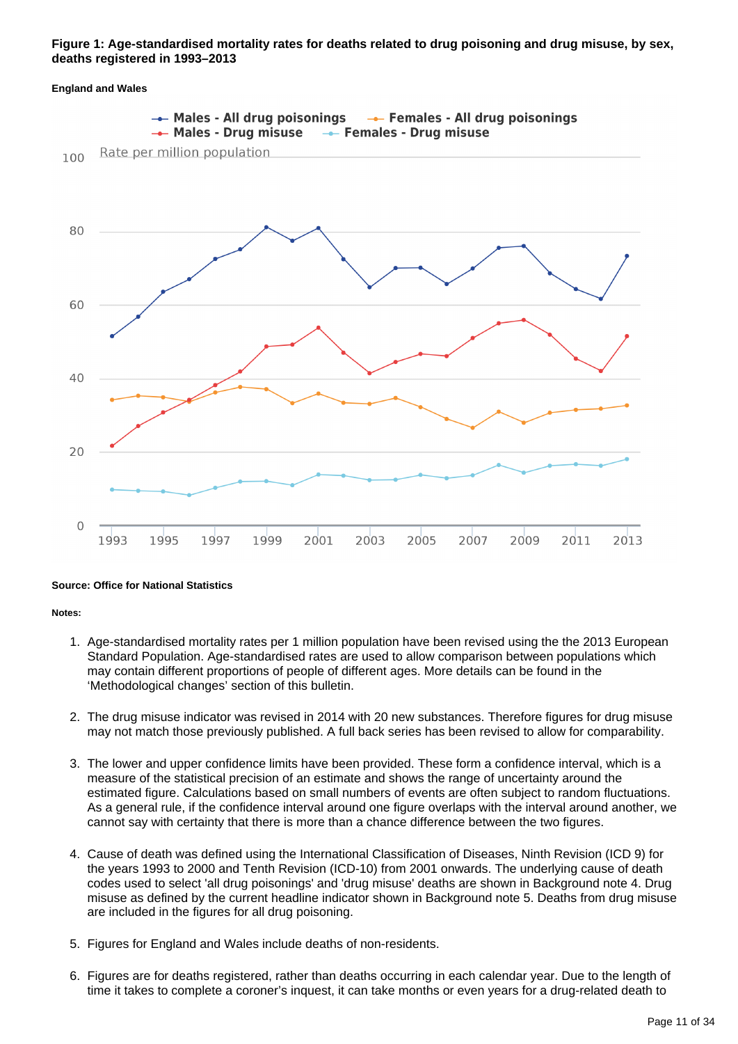**Figure 1: Age-standardised mortality rates for deaths related to drug poisoning and drug misuse, by sex, deaths registered in 1993–2013**

**England and Wales**

**Source: Office for National Statistics**

**Notes:**

1. Age-standardised mortality rates per 1 million population have been revised using the the 2013 European Standard Population. Age-standardised rates are used to allow comparison between populations which may contain different proportions of people of different ages. More details can be found in the 'Methodological changes' section of this bulletin.

2. The drug misuse indicator was revised in 2014 with 20 new substances. Therefore figures for drug misuse may not match those previously published. A full back series has been revised to allow for comparability.

3. The lower and upper confidence limits have been provided. These form a confidence interval, which is a measure of the statistical precision of an estimate and shows the range of uncertainty around the estimated figure. Calculations based on small numbers of events are often subject to random fluctuations. As a general rule, if the confidence interval around one figure overlaps with the interval around another, we cannot say with certainty that there is more than a chance difference between the two figures.

4. Cause of death was defined using the International Classification of Diseases, Ninth Revision (ICD 9) for the years 1993 to 2000 and Tenth Revision (ICD-10) from 2001 onwards. The underlying cause of death codes used to select 'all drug poisonings' and 'drug misuse' deaths are shown in Background note 4. Drug misuse as defined by the current headline indicator shown in Background note 5. Deaths from drug misuse are included in the figures for all drug poisoning.

5. Figures for England and Wales include deaths of non-residents.

6. Figures are for deaths registered, rather than deaths occurring in each calendar year. Due to the length of time it takes to complete a coroner's inquest, it can take months or even years for a drug-related death to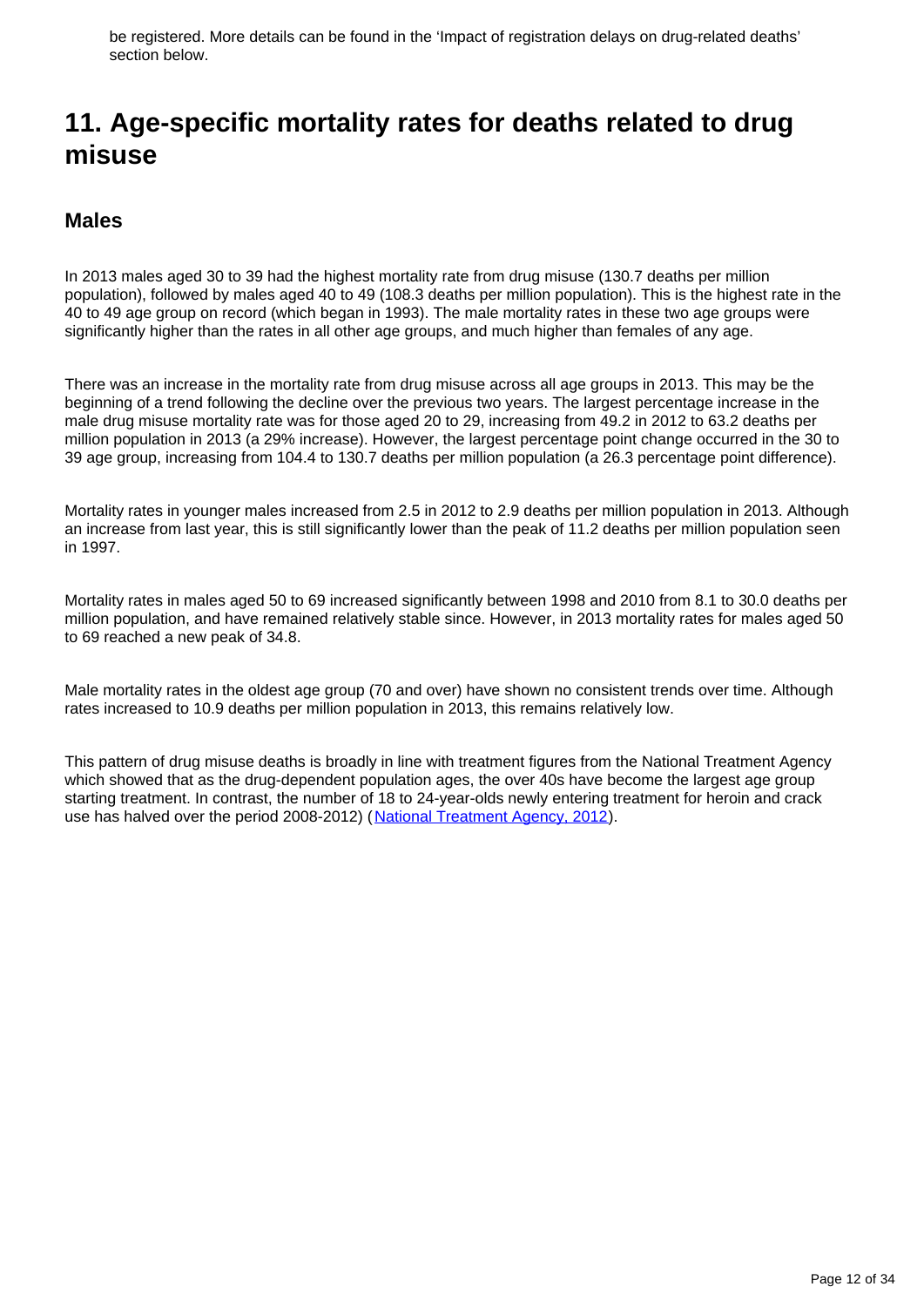be registered. More details can be found in the 'Impact of registration delays on drug-related deaths' section below.

## 11. Age-specific mortality rates for deaths related to drug misuse

### Males

In 2013 males aged 30 to 39 had the highest mortality rate from drug misuse (130.7 deaths per million population), followed by males aged 40 to 49 (108.3 deaths per million population). This is the highest rate in the 40 to 49 age group on record (which began in 1993). The male mortality rates in these two age groups were significantly higher than the rates in all other age groups, and much higher than females of any age.

There was an increase in the mortality rate from drug misuse across all age groups in 2013. This may be the beginning of a trend following the decline over the previous two years. The largest percentage increase in the male drug misuse mortality rate was for those aged 20 to 29, increasing from 49.2 in 2012 to 63.2 deaths per million population in 2013 (a 29% increase). However, the largest percentage point change occurred in the 30 to 39 age group, increasing from 104.4 to 130.7 deaths per million population (a 26.3 percentage point difference).

Mortality rates in younger males increased from 2.5 in 2012 to 2.9 deaths per million population in 2013. Although an increase from last year, this is still significantly lower than the peak of 11.2 deaths per million population seen in 1997.

Mortality rates in males aged 50 to 69 increased significantly between 1998 and 2010 from 8.1 to 30.0 deaths per million population, and have remained relatively stable since. However, in 2013 mortality rates for males aged 50 to 69 reached a new peak of 34.8.

Male mortality rates in the oldest age group (70 and over) have shown no consistent trends over time. Although rates increased to 10.9 deaths per million population in 2013, this remains relatively low.

This pattern of drug misuse deaths is broadly in line with treatment figures from the National Treatment Agency which showed that as the drug-dependent population ages, the over 40s have become the largest age group starting treatment. In contrast, the number of 18 to 24-year-olds newly entering treatment for heroin and crack use has halved over the period 2008-2012) ([National Treatment Agency, 2012](#)).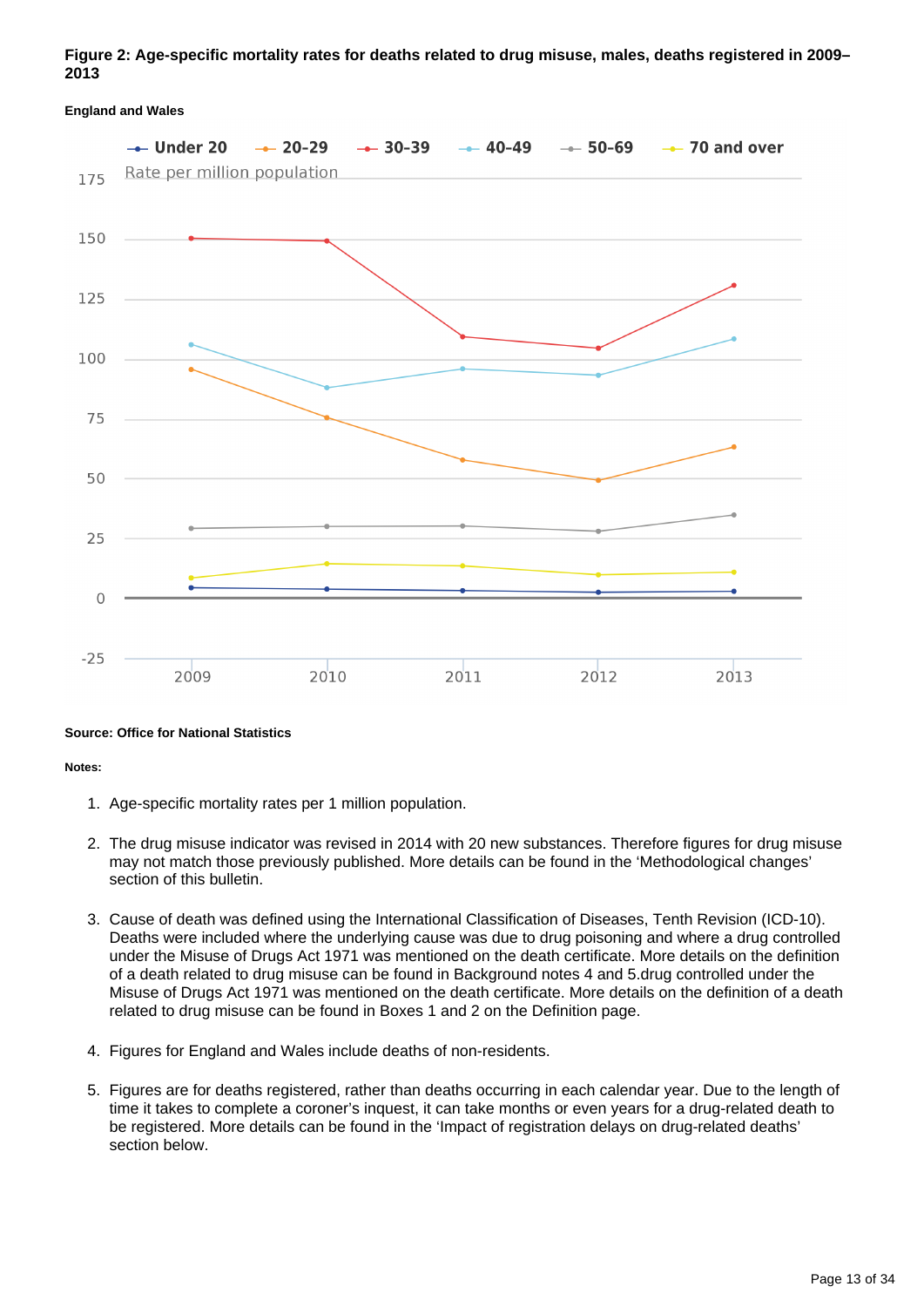**Figure 2: Age-specific mortality rates for deaths related to drug misuse, males, deaths registered in 2009–2013**

**England and Wales**

Under 20 | 20-29 | 30-39 | 40-49 | 50-69 | 70 and over

Rate per million population

175, 150, 125, 100, 75, 50, 25, 0, -25

2009, 2010, 2011, 2012, 2013

**Source: Office for National Statistics**

**Notes:**

1. Age-specific mortality rates per 1 million population.
2. The drug misuse indicator was revised in 2014 with 20 new substances. Therefore figures for drug misuse may not match those previously published. More details can be found in the 'Methodological changes' section of this bulletin.
3. Cause of death was defined using the International Classification of Diseases, Tenth Revision (ICD-10). Deaths were included where the underlying cause was due to drug poisoning and where a drug controlled under the Misuse of Drugs Act 1971 was mentioned on the death certificate. More details on the definition of a death related to drug misuse can be found in Background notes 4 and 5.drug controlled under the Misuse of Drugs Act 1971 was mentioned on the death certificate. More details on the definition of a death related to drug misuse can be found in Boxes 1 and 2 on the Definition page.
4. Figures for England and Wales include deaths of non-residents.
5. Figures are for deaths registered, rather than deaths occurring in each calendar year. Due to the length of time it takes to complete a coroner's inquest, it can take months or even years for a drug-related death to be registered. More details can be found in the 'Impact of registration delays on drug-related deaths' section below.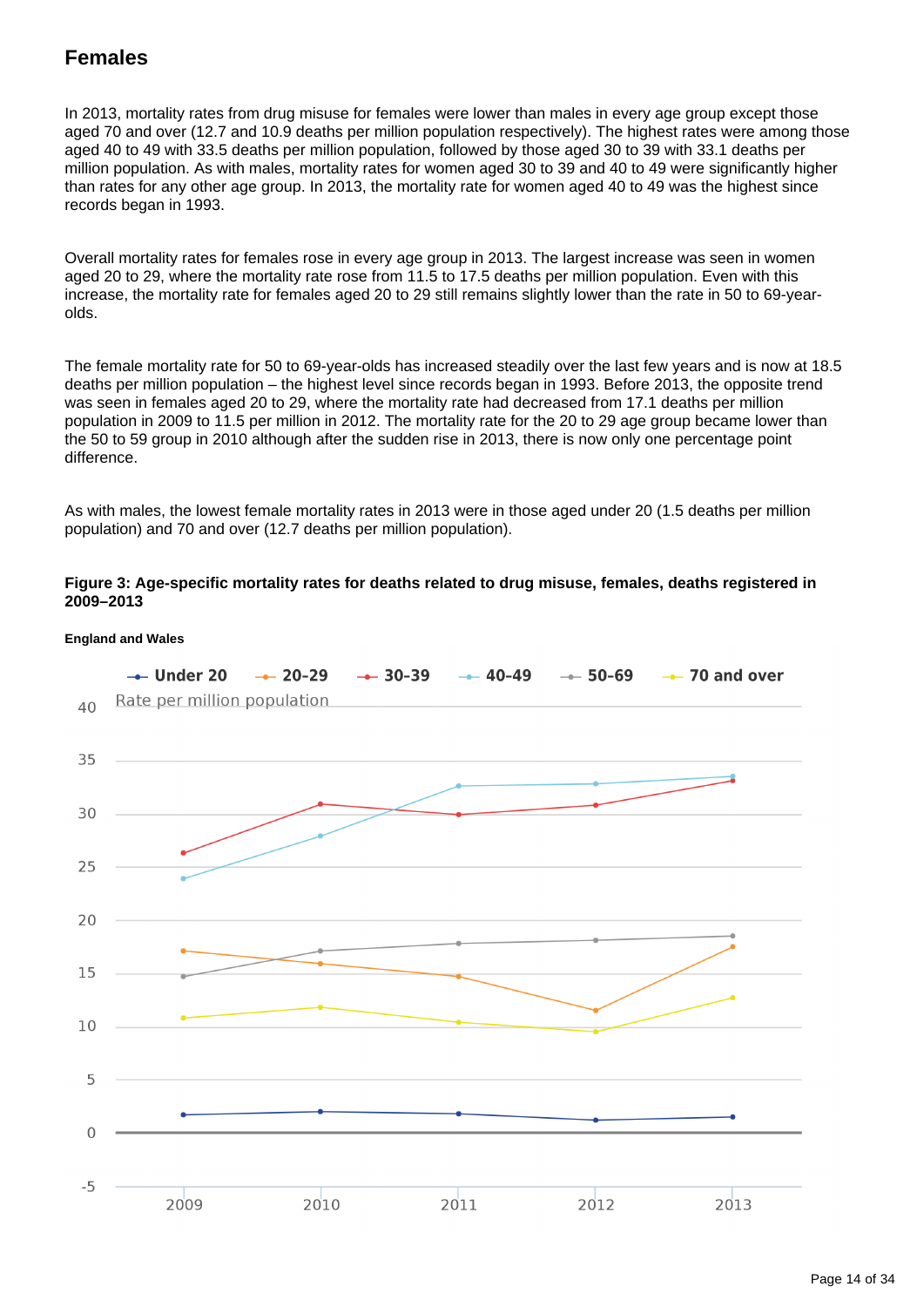## Females

In 2013, mortality rates from drug misuse for females were lower than males in every age group except those aged 70 and over (12.7 and 10.9 deaths per million population respectively). The highest rates were among those aged 40 to 49 with 33.5 deaths per million population, followed by those aged 30 to 39 with 33.1 deaths per million population. As with males, mortality rates for women aged 30 to 39 and 40 to 49 were significantly higher than rates for any other age group. In 2013, the mortality rate for women aged 40 to 49 was the highest since records began in 1993.

Overall mortality rates for females rose in every age group in 2013. The largest increase was seen in women aged 20 to 29, where the mortality rate rose from 11.5 to 17.5 deaths per million population. Even with this increase, the mortality rate for females aged 20 to 29 still remains slightly lower than the rate in 50 to 69-year-olds.

The female mortality rate for 50 to 69-year-olds has increased steadily over the last few years and is now at 18.5 deaths per million population – the highest level since records began in 1993. Before 2013, the opposite trend was seen in females aged 20 to 29, where the mortality rate had decreased from 17.1 deaths per million population in 2009 to 11.5 per million in 2012. The mortality rate for the 20 to 29 age group became lower than the 50 to 59 group in 2010 although after the sudden rise in 2013, there is now only one percentage point difference.

As with males, the lowest female mortality rates in 2013 were in those aged under 20 (1.5 deaths per million population) and 70 and over (12.7 deaths per million population).

**Figure 3: Age-specific mortality rates for deaths related to drug misuse, females, deaths registered in 2009–2013**

**England and Wales**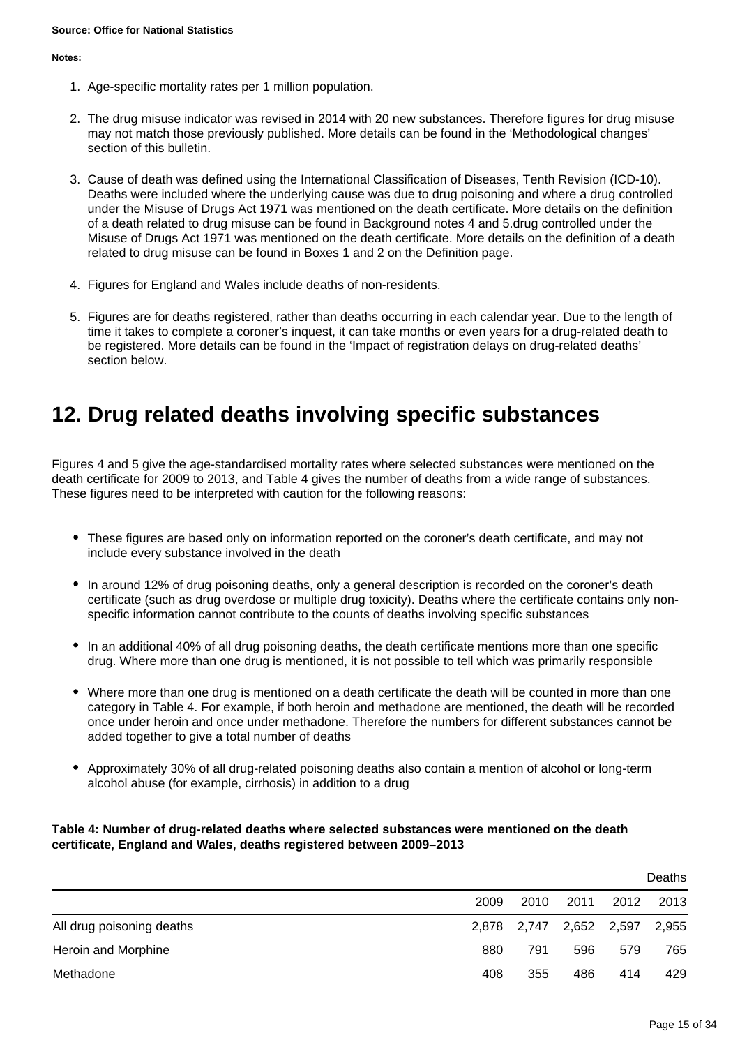**Source: Office for National Statistics**

**Notes:**

1. Age-specific mortality rates per 1 million population.

2. The drug misuse indicator was revised in 2014 with 20 new substances. Therefore figures for drug misuse may not match those previously published. More details can be found in the 'Methodological changes' section of this bulletin.

3. Cause of death was defined using the International Classification of Diseases, Tenth Revision (ICD-10). Deaths were included where the underlying cause was due to drug poisoning and where a drug controlled under the Misuse of Drugs Act 1971 was mentioned on the death certificate. More details on the definition of a death related to drug misuse can be found in Background notes 4 and 5.drug controlled under the Misuse of Drugs Act 1971 was mentioned on the death certificate. More details on the definition of a death related to drug misuse can be found in Boxes 1 and 2 on the Definition page.

4. Figures for England and Wales include deaths of non-residents.

5. Figures are for deaths registered, rather than deaths occurring in each calendar year. Due to the length of time it takes to complete a coroner's inquest, it can take months or even years for a drug-related death to be registered. More details can be found in the 'Impact of registration delays on drug-related deaths' section below.

## 12. Drug related deaths involving specific substances

Figures 4 and 5 give the age-standardised mortality rates where selected substances were mentioned on the death certificate for 2009 to 2013, and Table 4 gives the number of deaths from a wide range of substances. These figures need to be interpreted with caution for the following reasons:

- These figures are based only on information reported on the coroner's death certificate, and may not include every substance involved in the death
- In around 12% of drug poisoning deaths, only a general description is recorded on the coroner's death certificate (such as drug overdose or multiple drug toxicity). Deaths where the certificate contains only non-specific information cannot contribute to the counts of deaths involving specific substances
- In an additional 40% of all drug poisoning deaths, the death certificate mentions more than one specific drug. Where more than one drug is mentioned, it is not possible to tell which was primarily responsible
- Where more than one drug is mentioned on a death certificate the death will be counted in more than one category in Table 4. For example, if both heroin and methadone are mentioned, the death will be recorded once under heroin and once under methadone. Therefore the numbers for different substances cannot be added together to give a total number of deaths
- Approximately 30% of all drug-related poisoning deaths also contain a mention of alcohol or long-term alcohol abuse (for example, cirrhosis) in addition to a drug

**Table 4: Number of drug-related deaths where selected substances were mentioned on the death certificate, England and Wales, deaths registered between 2009–2013**

| | | | | | Deaths |
|---|---|---|---|---|---|
| | 2009 | 2010 | 2011 | 2012 | 2013 |
| All drug poisoning deaths | 2,878 | 2,747 | 2,652 | 2,597 | 2,955 |
| Heroin and Morphine | 880 | 791 | 596 | 579 | 765 |
| Methadone | 408 | 355 | 486 | 414 | 429 |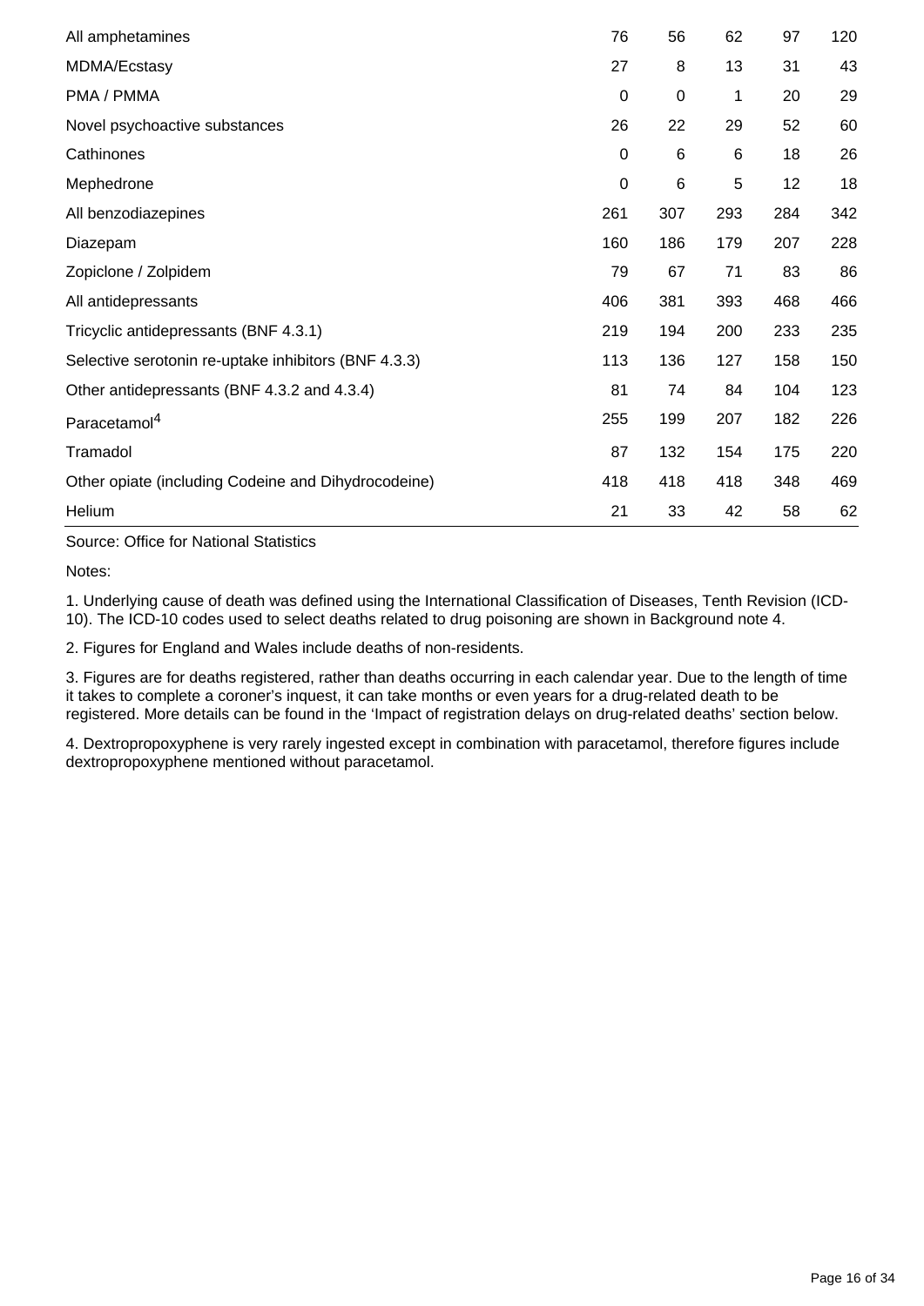| | | | | | |
|---|---|---|---|---|---|
| All amphetamines | 76 | 56 | 62 | 97 | 120 |
| MDMA/Ecstasy | 27 | 8 | 13 | 31 | 43 |
| PMA / PMMA | 0 | 0 | 1 | 20 | 29 |
| Novel psychoactive substances | 26 | 22 | 29 | 52 | 60 |
| Cathinones | 0 | 6 | 6 | 18 | 26 |
| Mephedrone | 0 | 6 | 5 | 12 | 18 |
| All benzodiazepines | 261 | 307 | 293 | 284 | 342 |
| Diazepam | 160 | 186 | 179 | 207 | 228 |
| Zopiclone / Zolpidem | 79 | 67 | 71 | 83 | 86 |
| All antidepressants | 406 | 381 | 393 | 468 | 466 |
| Tricyclic antidepressants (BNF 4.3.1) | 219 | 194 | 200 | 233 | 235 |
| Selective serotonin re-uptake inhibitors (BNF 4.3.3) | 113 | 136 | 127 | 158 | 150 |
| Other antidepressants (BNF 4.3.2 and 4.3.4) | 81 | 74 | 84 | 104 | 123 |
| Paracetamol[4] | 255 | 199 | 207 | 182 | 226 |
| Tramadol | 87 | 132 | 154 | 175 | 220 |
| Other opiate (including Codeine and Dihydrocodeine) | 418 | 418 | 418 | 348 | 469 |
| Helium | 21 | 33 | 42 | 58 | 62 |

Source: Office for National Statistics

Notes:

1. Underlying cause of death was defined using the International Classification of Diseases, Tenth Revision (ICD-10). The ICD-10 codes used to select deaths related to drug poisoning are shown in Background note 4.

2. Figures for England and Wales include deaths of non-residents.

3. Figures are for deaths registered, rather than deaths occurring in each calendar year. Due to the length of time it takes to complete a coroner's inquest, it can take months or even years for a drug-related death to be registered. More details can be found in the 'Impact of registration delays on drug-related deaths' section below.

4. Dextropropoxyphene is very rarely ingested except in combination with paracetamol, therefore figures include dextropropoxyphene mentioned without paracetamol.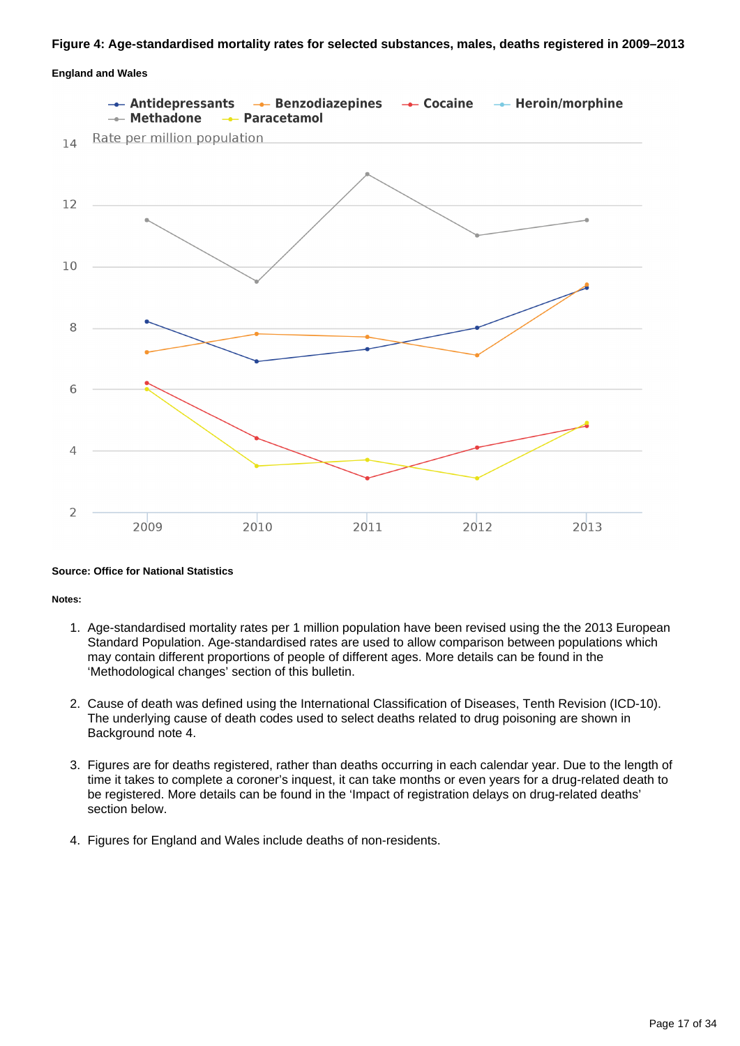**Figure 4: Age-standardised mortality rates for selected substances, males, deaths registered in 2009–2013**

**England and Wales**

Antidepressants, Benzodiazepines, Cocaine, Heroin/morphine, Methadone, Paracetamol

Rate per million population

**Source: Office for National Statistics**

**Notes:**

1. Age-standardised mortality rates per 1 million population have been revised using the the 2013 European Standard Population. Age-standardised rates are used to allow comparison between populations which may contain different proportions of people of different ages. More details can be found in the 'Methodological changes' section of this bulletin.

2. Cause of death was defined using the International Classification of Diseases, Tenth Revision (ICD-10). The underlying cause of death codes used to select deaths related to drug poisoning are shown in Background note 4.

3. Figures are for deaths registered, rather than deaths occurring in each calendar year. Due to the length of time it takes to complete a coroner's inquest, it can take months or even years for a drug-related death to be registered. More details can be found in the 'Impact of registration delays on drug-related deaths' section below.

4. Figures for England and Wales include deaths of non-residents.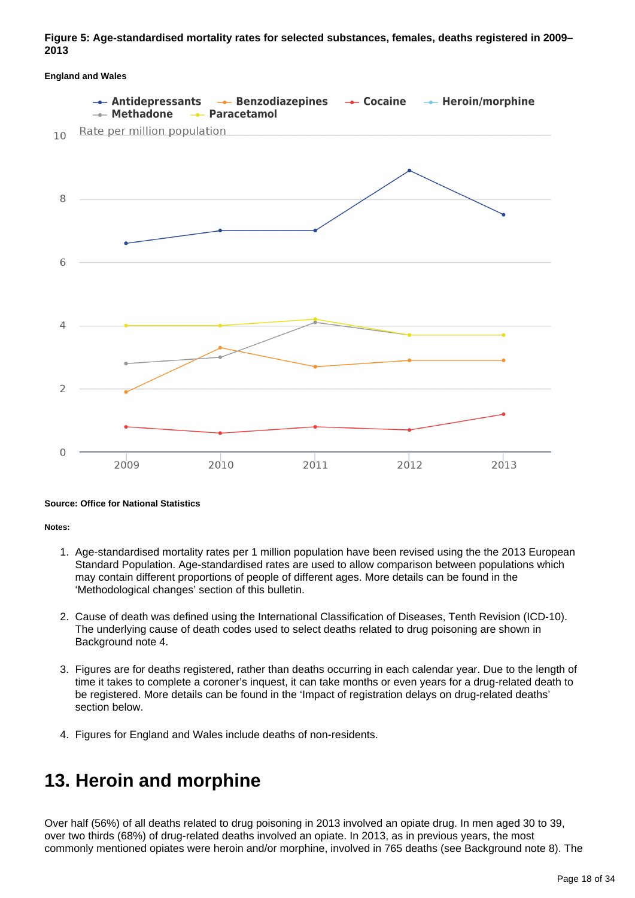**Figure 5: Age-standardised mortality rates for selected substances, females, deaths registered in 2009–2013**

**England and Wales**

**Source: Office for National Statistics**

**Notes:**

1. Age-standardised mortality rates per 1 million population have been revised using the the 2013 European Standard Population. Age-standardised rates are used to allow comparison between populations which may contain different proportions of people of different ages. More details can be found in the 'Methodological changes' section of this bulletin.

2. Cause of death was defined using the International Classification of Diseases, Tenth Revision (ICD-10). The underlying cause of death codes used to select deaths related to drug poisoning are shown in Background note 4.

3. Figures are for deaths registered, rather than deaths occurring in each calendar year. Due to the length of time it takes to complete a coroner's inquest, it can take months or even years for a drug-related death to be registered. More details can be found in the 'Impact of registration delays on drug-related deaths' section below.

4. Figures for England and Wales include deaths of non-residents.

# 13. Heroin and morphine

Over half (56%) of all deaths related to drug poisoning in 2013 involved an opiate drug. In men aged 30 to 39, over two thirds (68%) of drug-related deaths involved an opiate. In 2013, as in previous years, the most commonly mentioned opiates were heroin and/or morphine, involved in 765 deaths (see Background note 8). The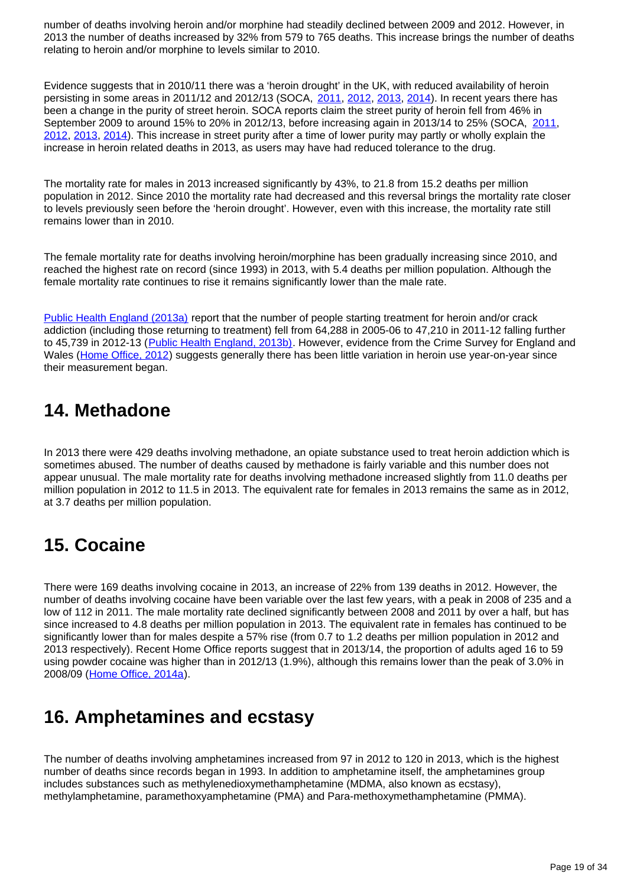number of deaths involving heroin and/or morphine had steadily declined between 2009 and 2012. However, in 2013 the number of deaths increased by 32% from 579 to 765 deaths. This increase brings the number of deaths relating to heroin and/or morphine to levels similar to 2010.

Evidence suggests that in 2010/11 there was a 'heroin drought' in the UK, with reduced availability of heroin persisting in some areas in 2011/12 and 2012/13 (SOCA, 2011, 2012, 2013, 2014). In recent years there has been a change in the purity of street heroin. SOCA reports claim the street purity of heroin fell from 46% in September 2009 to around 15% to 20% in 2012/13, before increasing again in 2013/14 to 25% (SOCA, 2011, 2012, 2013, 2014). This increase in street purity after a time of lower purity may partly or wholly explain the increase in heroin related deaths in 2013, as users may have had reduced tolerance to the drug.

The mortality rate for males in 2013 increased significantly by 43%, to 21.8 from 15.2 deaths per million population in 2012. Since 2010 the mortality rate had decreased and this reversal brings the mortality rate closer to levels previously seen before the 'heroin drought'. However, even with this increase, the mortality rate still remains lower than in 2010.

The female mortality rate for deaths involving heroin/morphine has been gradually increasing since 2010, and reached the highest rate on record (since 1993) in 2013, with 5.4 deaths per million population. Although the female mortality rate continues to rise it remains significantly lower than the male rate.

Public Health England (2013a) report that the number of people starting treatment for heroin and/or crack addiction (including those returning to treatment) fell from 64,288 in 2005-06 to 47,210 in 2011-12 falling further to 45,739 in 2012-13 (Public Health England, 2013b). However, evidence from the Crime Survey for England and Wales (Home Office, 2012) suggests generally there has been little variation in heroin use year-on-year since their measurement began.

## 14. Methadone

In 2013 there were 429 deaths involving methadone, an opiate substance used to treat heroin addiction which is sometimes abused. The number of deaths caused by methadone is fairly variable and this number does not appear unusual. The male mortality rate for deaths involving methadone increased slightly from 11.0 deaths per million population in 2012 to 11.5 in 2013. The equivalent rate for females in 2013 remains the same as in 2012, at 3.7 deaths per million population.

## 15. Cocaine

There were 169 deaths involving cocaine in 2013, an increase of 22% from 139 deaths in 2012. However, the number of deaths involving cocaine have been variable over the last few years, with a peak in 2008 of 235 and a low of 112 in 2011. The male mortality rate declined significantly between 2008 and 2011 by over a half, but has since increased to 4.8 deaths per million population in 2013. The equivalent rate in females has continued to be significantly lower than for males despite a 57% rise (from 0.7 to 1.2 deaths per million population in 2012 and 2013 respectively). Recent Home Office reports suggest that in 2013/14, the proportion of adults aged 16 to 59 using powder cocaine was higher than in 2012/13 (1.9%), although this remains lower than the peak of 3.0% in 2008/09 (Home Office, 2014a).

## 16. Amphetamines and ecstasy

The number of deaths involving amphetamines increased from 97 in 2012 to 120 in 2013, which is the highest number of deaths since records began in 1993. In addition to amphetamine itself, the amphetamines group includes substances such as methylenedioxymethamphetamine (MDMA, also known as ecstasy), methylamphetamine, paramethoxyamphetamine (PMA) and Para-methoxymethamphetamine (PMMA).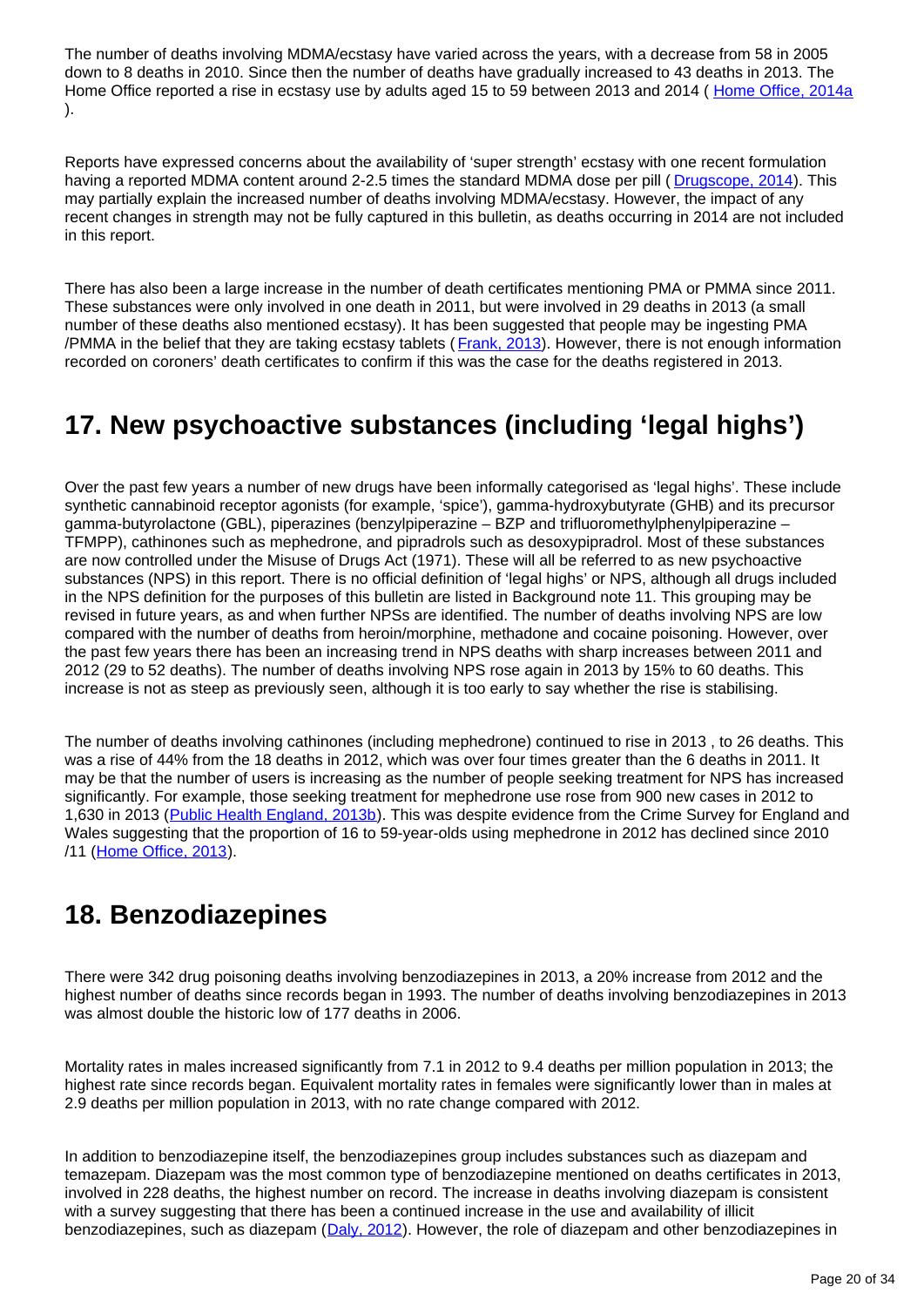The number of deaths involving MDMA/ecstasy have varied across the years, with a decrease from 58 in 2005 down to 8 deaths in 2010. Since then the number of deaths have gradually increased to 43 deaths in 2013. The Home Office reported a rise in ecstasy use by adults aged 15 to 59 between 2013 and 2014 ( Home Office, 2014a ).

Reports have expressed concerns about the availability of 'super strength' ecstasy with one recent formulation having a reported MDMA content around 2-2.5 times the standard MDMA dose per pill ( Drugscope, 2014). This may partially explain the increased number of deaths involving MDMA/ecstasy. However, the impact of any recent changes in strength may not be fully captured in this bulletin, as deaths occurring in 2014 are not included in this report.

There has also been a large increase in the number of death certificates mentioning PMA or PMMA since 2011. These substances were only involved in one death in 2011, but were involved in 29 deaths in 2013 (a small number of these deaths also mentioned ecstasy). It has been suggested that people may be ingesting PMA /PMMA in the belief that they are taking ecstasy tablets ( Frank, 2013). However, there is not enough information recorded on coroners' death certificates to confirm if this was the case for the deaths registered in 2013.

## 17. New psychoactive substances (including 'legal highs')

Over the past few years a number of new drugs have been informally categorised as 'legal highs'. These include synthetic cannabinoid receptor agonists (for example, 'spice'), gamma-hydroxybutyrate (GHB) and its precursor gamma-butyrolactone (GBL), piperazines (benzylpiperazine – BZP and trifluoromethylphenylpiperazine – TFMPP), cathinones such as mephedrone, and pipradrols such as desoxypipradrol. Most of these substances are now controlled under the Misuse of Drugs Act (1971). These will all be referred to as new psychoactive substances (NPS) in this report. There is no official definition of 'legal highs' or NPS, although all drugs included in the NPS definition for the purposes of this bulletin are listed in Background note 11. This grouping may be revised in future years, as and when further NPSs are identified. The number of deaths involving NPS are low compared with the number of deaths from heroin/morphine, methadone and cocaine poisoning. However, over the past few years there has been an increasing trend in NPS deaths with sharp increases between 2011 and 2012 (29 to 52 deaths). The number of deaths involving NPS rose again in 2013 by 15% to 60 deaths. This increase is not as steep as previously seen, although it is too early to say whether the rise is stabilising.

The number of deaths involving cathinones (including mephedrone) continued to rise in 2013 , to 26 deaths. This was a rise of 44% from the 18 deaths in 2012, which was over four times greater than the 6 deaths in 2011. It may be that the number of users is increasing as the number of people seeking treatment for NPS has increased significantly. For example, those seeking treatment for mephedrone use rose from 900 new cases in 2012 to 1,630 in 2013 (Public Health England, 2013b). This was despite evidence from the Crime Survey for England and Wales suggesting that the proportion of 16 to 59-year-olds using mephedrone in 2012 has declined since 2010 /11 (Home Office, 2013).

## 18. Benzodiazepines

There were 342 drug poisoning deaths involving benzodiazepines in 2013, a 20% increase from 2012 and the highest number of deaths since records began in 1993. The number of deaths involving benzodiazepines in 2013 was almost double the historic low of 177 deaths in 2006.

Mortality rates in males increased significantly from 7.1 in 2012 to 9.4 deaths per million population in 2013; the highest rate since records began. Equivalent mortality rates in females were significantly lower than in males at 2.9 deaths per million population in 2013, with no rate change compared with 2012.

In addition to benzodiazepine itself, the benzodiazepines group includes substances such as diazepam and temazepam. Diazepam was the most common type of benzodiazepine mentioned on deaths certificates in 2013, involved in 228 deaths, the highest number on record. The increase in deaths involving diazepam is consistent with a survey suggesting that there has been a continued increase in the use and availability of illicit benzodiazepines, such as diazepam (Daly, 2012). However, the role of diazepam and other benzodiazepines in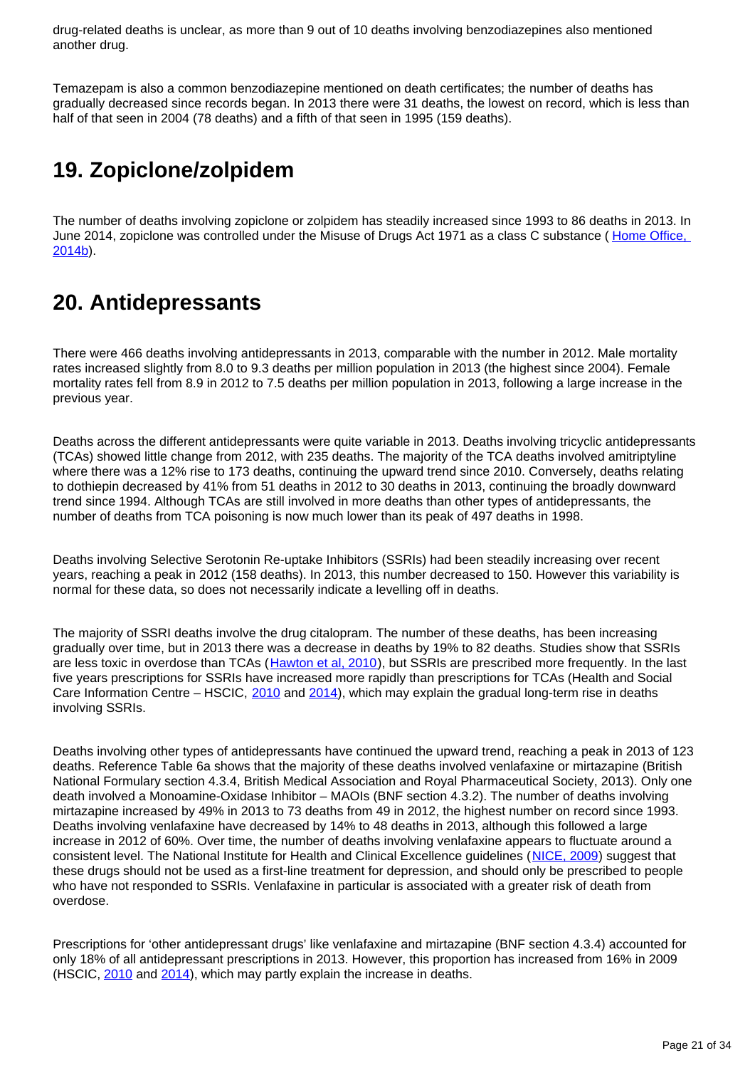drug-related deaths is unclear, as more than 9 out of 10 deaths involving benzodiazepines also mentioned another drug.

Temazepam is also a common benzodiazepine mentioned on death certificates; the number of deaths has gradually decreased since records began. In 2013 there were 31 deaths, the lowest on record, which is less than half of that seen in 2004 (78 deaths) and a fifth of that seen in 1995 (159 deaths).

## 19. Zopiclone/zolpidem

The number of deaths involving zopiclone or zolpidem has steadily increased since 1993 to 86 deaths in 2013. In June 2014, zopiclone was controlled under the Misuse of Drugs Act 1971 as a class C substance ( Home Office, 2014b).

## 20. Antidepressants

There were 466 deaths involving antidepressants in 2013, comparable with the number in 2012. Male mortality rates increased slightly from 8.0 to 9.3 deaths per million population in 2013 (the highest since 2004). Female mortality rates fell from 8.9 in 2012 to 7.5 deaths per million population in 2013, following a large increase in the previous year.

Deaths across the different antidepressants were quite variable in 2013. Deaths involving tricyclic antidepressants (TCAs) showed little change from 2012, with 235 deaths. The majority of the TCA deaths involved amitriptyline where there was a 12% rise to 173 deaths, continuing the upward trend since 2010. Conversely, deaths relating to dothiepin decreased by 41% from 51 deaths in 2012 to 30 deaths in 2013, continuing the broadly downward trend since 1994. Although TCAs are still involved in more deaths than other types of antidepressants, the number of deaths from TCA poisoning is now much lower than its peak of 497 deaths in 1998.

Deaths involving Selective Serotonin Re-uptake Inhibitors (SSRIs) had been steadily increasing over recent years, reaching a peak in 2012 (158 deaths). In 2013, this number decreased to 150. However this variability is normal for these data, so does not necessarily indicate a levelling off in deaths.

The majority of SSRI deaths involve the drug citalopram. The number of these deaths, has been increasing gradually over time, but in 2013 there was a decrease in deaths by 19% to 82 deaths. Studies show that SSRIs are less toxic in overdose than TCAs (Hawton et al, 2010), but SSRIs are prescribed more frequently. In the last five years prescriptions for SSRIs have increased more rapidly than prescriptions for TCAs (Health and Social Care Information Centre – HSCIC, 2010 and 2014), which may explain the gradual long-term rise in deaths involving SSRIs.

Deaths involving other types of antidepressants have continued the upward trend, reaching a peak in 2013 of 123 deaths. Reference Table 6a shows that the majority of these deaths involved venlafaxine or mirtazapine (British National Formulary section 4.3.4, British Medical Association and Royal Pharmaceutical Society, 2013). Only one death involved a Monoamine-Oxidase Inhibitor – MAOIs (BNF section 4.3.2). The number of deaths involving mirtazapine increased by 49% in 2013 to 73 deaths from 49 in 2012, the highest number on record since 1993. Deaths involving venlafaxine have decreased by 14% to 48 deaths in 2013, although this followed a large increase in 2012 of 60%. Over time, the number of deaths involving venlafaxine appears to fluctuate around a consistent level. The National Institute for Health and Clinical Excellence guidelines (NICE, 2009) suggest that these drugs should not be used as a first-line treatment for depression, and should only be prescribed to people who have not responded to SSRIs. Venlafaxine in particular is associated with a greater risk of death from overdose.

Prescriptions for 'other antidepressant drugs' like venlafaxine and mirtazapine (BNF section 4.3.4) accounted for only 18% of all antidepressant prescriptions in 2013. However, this proportion has increased from 16% in 2009 (HSCIC, 2010 and 2014), which may partly explain the increase in deaths.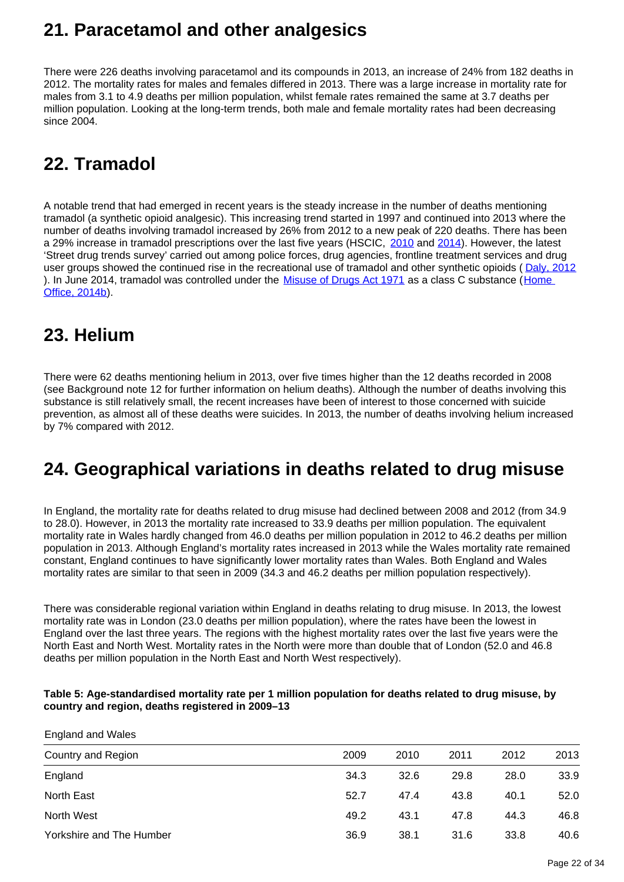## 21. Paracetamol and other analgesics

There were 226 deaths involving paracetamol and its compounds in 2013, an increase of 24% from 182 deaths in 2012. The mortality rates for males and females differed in 2013. There was a large increase in mortality rate for males from 3.1 to 4.9 deaths per million population, whilst female rates remained the same at 3.7 deaths per million population. Looking at the long-term trends, both male and female mortality rates had been decreasing since 2004.

## 22. Tramadol

A notable trend that had emerged in recent years is the steady increase in the number of deaths mentioning tramadol (a synthetic opioid analgesic). This increasing trend started in 1997 and continued into 2013 where the number of deaths involving tramadol increased by 26% from 2012 to a new peak of 220 deaths. There has been a 29% increase in tramadol prescriptions over the last five years (HSCIC, [2010](#) and [2014](#)). However, the latest 'Street drug trends survey' carried out among police forces, drug agencies, frontline treatment services and drug user groups showed the continued rise in the recreational use of tramadol and other synthetic opioids ( [Daly, 2012](#) ). In June 2014, tramadol was controlled under the [Misuse of Drugs Act 1971](#) as a class C substance ([Home Office, 2014b](#)).

## 23. Helium

There were 62 deaths mentioning helium in 2013, over five times higher than the 12 deaths recorded in 2008 (see Background note 12 for further information on helium deaths). Although the number of deaths involving this substance is still relatively small, the recent increases have been of interest to those concerned with suicide prevention, as almost all of these deaths were suicides. In 2013, the number of deaths involving helium increased by 7% compared with 2012.

## 24. Geographical variations in deaths related to drug misuse

In England, the mortality rate for deaths related to drug misuse had declined between 2008 and 2012 (from 34.9 to 28.0). However, in 2013 the mortality rate increased to 33.9 deaths per million population. The equivalent mortality rate in Wales hardly changed from 46.0 deaths per million population in 2012 to 46.2 deaths per million population in 2013. Although England's mortality rates increased in 2013 while the Wales mortality rate remained constant, England continues to have significantly lower mortality rates than Wales. Both England and Wales mortality rates are similar to that seen in 2009 (34.3 and 46.2 deaths per million population respectively).

There was considerable regional variation within England in deaths relating to drug misuse. In 2013, the lowest mortality rate was in London (23.0 deaths per million population), where the rates have been the lowest in England over the last three years. The regions with the highest mortality rates over the last five years were the North East and North West. Mortality rates in the North were more than double that of London (52.0 and 46.8 deaths per million population in the North East and North West respectively).

**Table 5: Age-standardised mortality rate per 1 million population for deaths related to drug misuse, by country and region, deaths registered in 2009–13**

England and Wales

| Country and Region | 2009 | 2010 | 2011 | 2012 | 2013 |
|---|---|---|---|---|---|
| England | 34.3 | 32.6 | 29.8 | 28.0 | 33.9 |
| North East | 52.7 | 47.4 | 43.8 | 40.1 | 52.0 |
| North West | 49.2 | 43.1 | 47.8 | 44.3 | 46.8 |
| Yorkshire and The Humber | 36.9 | 38.1 | 31.6 | 33.8 | 40.6 |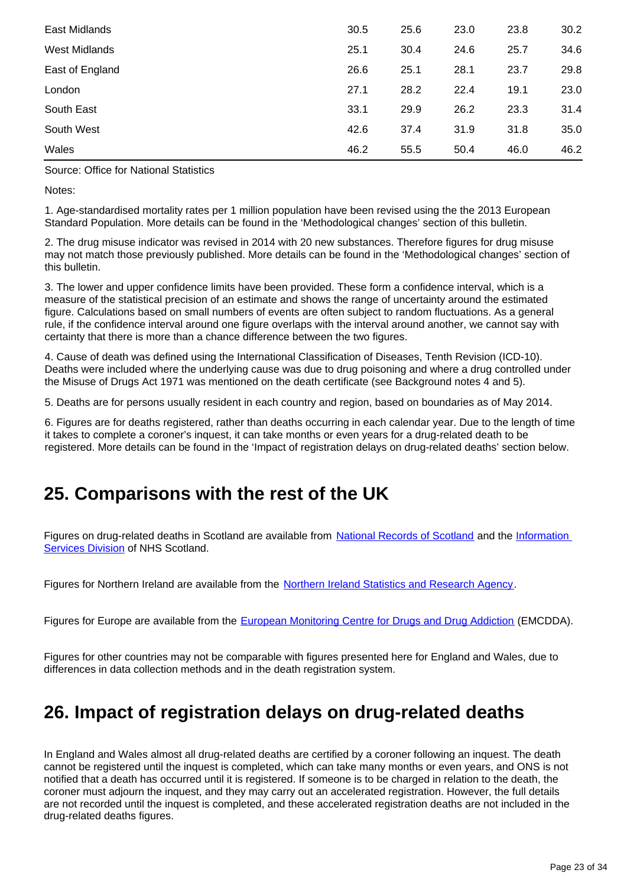| | | | | | |
|---|---|---|---|---|---|
| East Midlands | 30.5 | 25.6 | 23.0 | 23.8 | 30.2 |
| West Midlands | 25.1 | 30.4 | 24.6 | 25.7 | 34.6 |
| East of England | 26.6 | 25.1 | 28.1 | 23.7 | 29.8 |
| London | 27.1 | 28.2 | 22.4 | 19.1 | 23.0 |
| South East | 33.1 | 29.9 | 26.2 | 23.3 | 31.4 |
| South West | 42.6 | 37.4 | 31.9 | 31.8 | 35.0 |
| Wales | 46.2 | 55.5 | 50.4 | 46.0 | 46.2 |

Source: Office for National Statistics

Notes:

1. Age-standardised mortality rates per 1 million population have been revised using the the 2013 European Standard Population. More details can be found in the 'Methodological changes' section of this bulletin.

2. The drug misuse indicator was revised in 2014 with 20 new substances. Therefore figures for drug misuse may not match those previously published. More details can be found in the 'Methodological changes' section of this bulletin.

3. The lower and upper confidence limits have been provided. These form a confidence interval, which is a measure of the statistical precision of an estimate and shows the range of uncertainty around the estimated figure. Calculations based on small numbers of events are often subject to random fluctuations. As a general rule, if the confidence interval around one figure overlaps with the interval around another, we cannot say with certainty that there is more than a chance difference between the two figures.

4. Cause of death was defined using the International Classification of Diseases, Tenth Revision (ICD-10). Deaths were included where the underlying cause was due to drug poisoning and where a drug controlled under the Misuse of Drugs Act 1971 was mentioned on the death certificate (see Background notes 4 and 5).

5. Deaths are for persons usually resident in each country and region, based on boundaries as of May 2014.

6. Figures are for deaths registered, rather than deaths occurring in each calendar year. Due to the length of time it takes to complete a coroner's inquest, it can take months or even years for a drug-related death to be registered. More details can be found in the 'Impact of registration delays on drug-related deaths' section below.

## 25. Comparisons with the rest of the UK

Figures on drug-related deaths in Scotland are available from National Records of Scotland and the Information Services Division of NHS Scotland.

Figures for Northern Ireland are available from the Northern Ireland Statistics and Research Agency.

Figures for Europe are available from the European Monitoring Centre for Drugs and Drug Addiction (EMCDDA).

Figures for other countries may not be comparable with figures presented here for England and Wales, due to differences in data collection methods and in the death registration system.

## 26. Impact of registration delays on drug-related deaths

In England and Wales almost all drug-related deaths are certified by a coroner following an inquest. The death cannot be registered until the inquest is completed, which can take many months or even years, and ONS is not notified that a death has occurred until it is registered. If someone is to be charged in relation to the death, the coroner must adjourn the inquest, and they may carry out an accelerated registration. However, the full details are not recorded until the inquest is completed, and these accelerated registration deaths are not included in the drug-related deaths figures.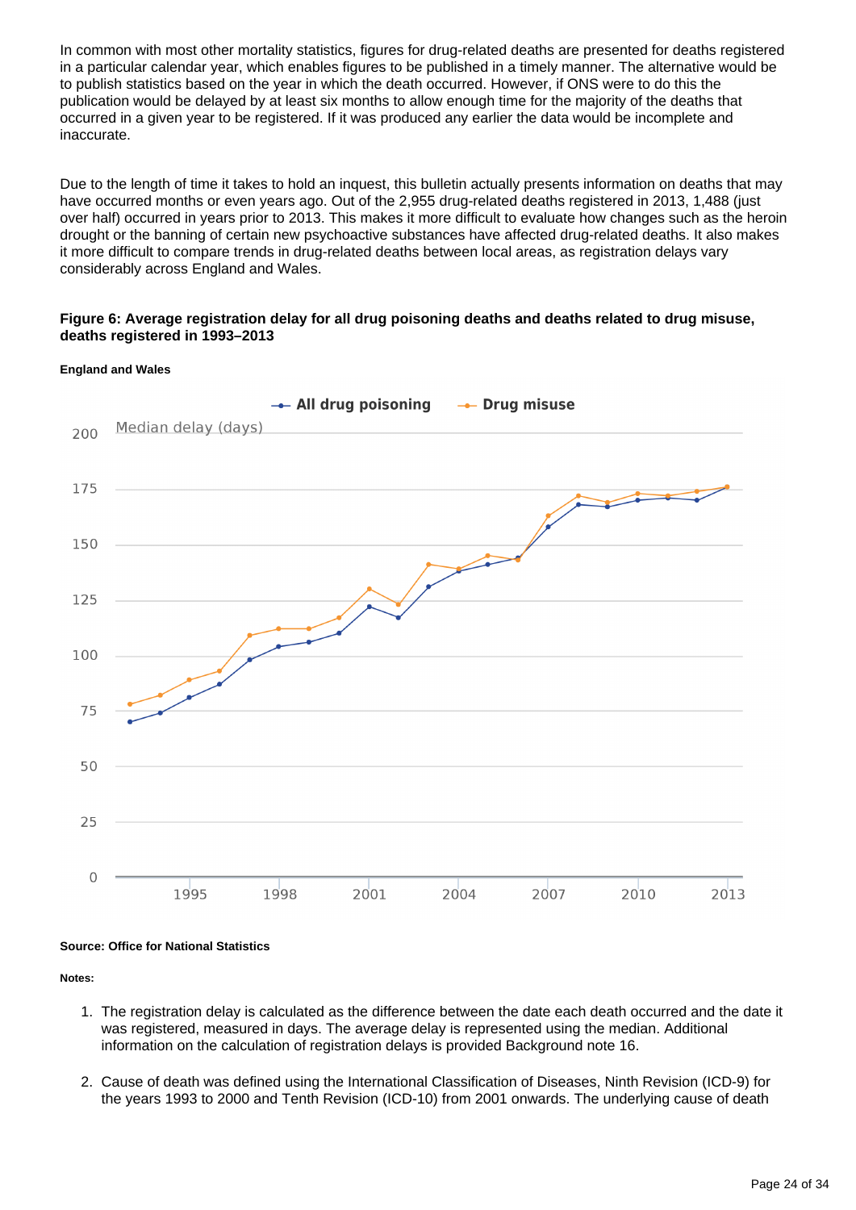In common with most other mortality statistics, figures for drug-related deaths are presented for deaths registered in a particular calendar year, which enables figures to be published in a timely manner. The alternative would be to publish statistics based on the year in which the death occurred. However, if ONS were to do this the publication would be delayed by at least six months to allow enough time for the majority of the deaths that occurred in a given year to be registered. If it was produced any earlier the data would be incomplete and inaccurate.

Due to the length of time it takes to hold an inquest, this bulletin actually presents information on deaths that may have occurred months or even years ago. Out of the 2,955 drug-related deaths registered in 2013, 1,488 (just over half) occurred in years prior to 2013. This makes it more difficult to evaluate how changes such as the heroin drought or the banning of certain new psychoactive substances have affected drug-related deaths. It also makes it more difficult to compare trends in drug-related deaths between local areas, as registration delays vary considerably across England and Wales.

**Figure 6: Average registration delay for all drug poisoning deaths and deaths related to drug misuse, deaths registered in 1993–2013**

**England and Wales**

**Source: Office for National Statistics**

**Notes:**

1. The registration delay is calculated as the difference between the date each death occurred and the date it was registered, measured in days. The average delay is represented using the median. Additional information on the calculation of registration delays is provided Background note 16.

2. Cause of death was defined using the International Classification of Diseases, Ninth Revision (ICD-9) for the years 1993 to 2000 and Tenth Revision (ICD-10) from 2001 onwards. The underlying cause of death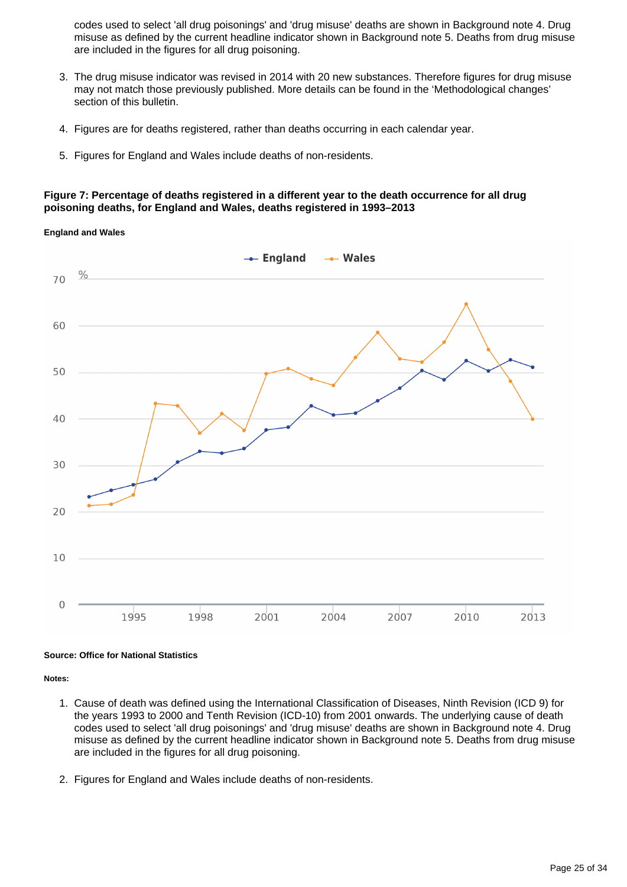codes used to select 'all drug poisonings' and 'drug misuse' deaths are shown in Background note 4. Drug misuse as defined by the current headline indicator shown in Background note 5. Deaths from drug misuse are included in the figures for all drug poisoning.

3. The drug misuse indicator was revised in 2014 with 20 new substances. Therefore figures for drug misuse may not match those previously published. More details can be found in the 'Methodological changes' section of this bulletin.

4. Figures are for deaths registered, rather than deaths occurring in each calendar year.

5. Figures for England and Wales include deaths of non-residents.

**Figure 7: Percentage of deaths registered in a different year to the death occurrence for all drug poisoning deaths, for England and Wales, deaths registered in 1993–2013**

**England and Wales**

**Source: Office for National Statistics**

**Notes:**

1. Cause of death was defined using the International Classification of Diseases, Ninth Revision (ICD 9) for the years 1993 to 2000 and Tenth Revision (ICD-10) from 2001 onwards. The underlying cause of death codes used to select 'all drug poisonings' and 'drug misuse' deaths are shown in Background note 4. Drug misuse as defined by the current headline indicator shown in Background note 5. Deaths from drug misuse are included in the figures for all drug poisoning.

2. Figures for England and Wales include deaths of non-residents.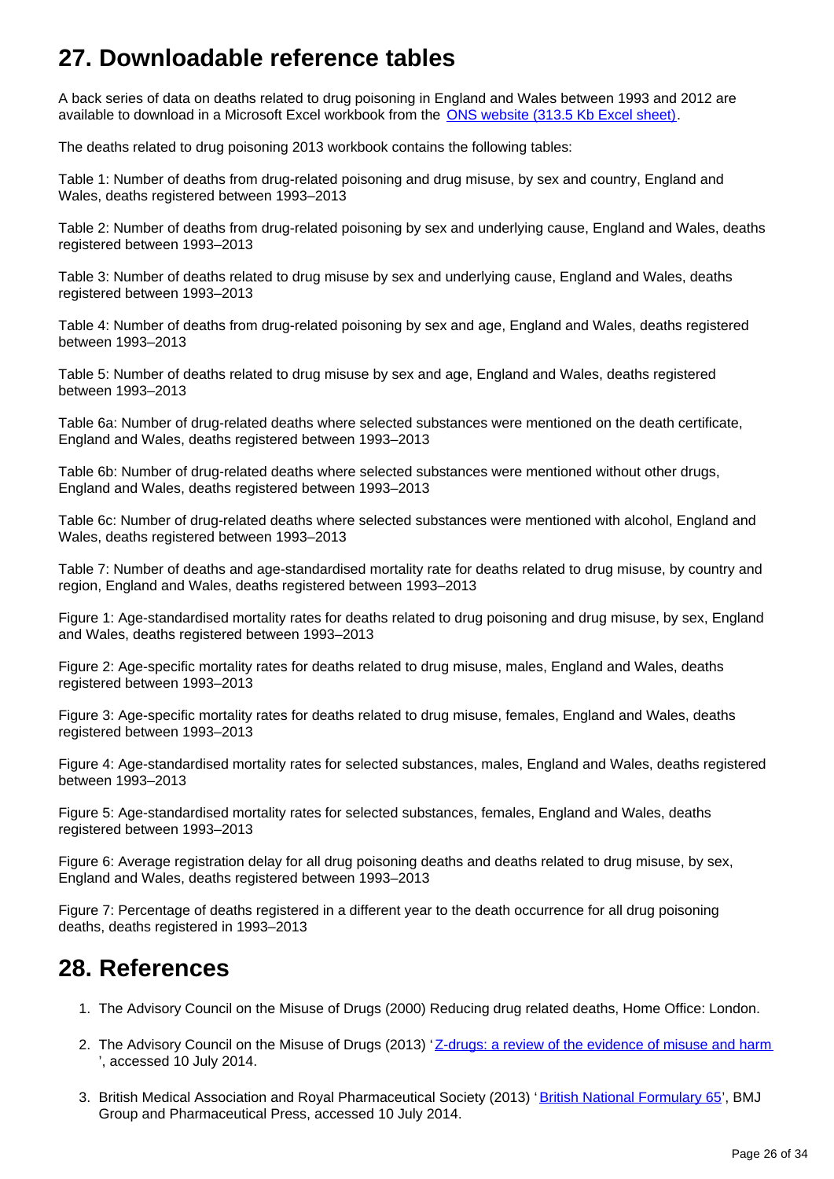## 27. Downloadable reference tables

A back series of data on deaths related to drug poisoning in England and Wales between 1993 and 2012 are available to download in a Microsoft Excel workbook from the [ONS website (313.5 Kb Excel sheet)](#).

The deaths related to drug poisoning 2013 workbook contains the following tables:

Table 1: Number of deaths from drug-related poisoning and drug misuse, by sex and country, England and Wales, deaths registered between 1993–2013

Table 2: Number of deaths from drug-related poisoning by sex and underlying cause, England and Wales, deaths registered between 1993–2013

Table 3: Number of deaths related to drug misuse by sex and underlying cause, England and Wales, deaths registered between 1993–2013

Table 4: Number of deaths from drug-related poisoning by sex and age, England and Wales, deaths registered between 1993–2013

Table 5: Number of deaths related to drug misuse by sex and age, England and Wales, deaths registered between 1993–2013

Table 6a: Number of drug-related deaths where selected substances were mentioned on the death certificate, England and Wales, deaths registered between 1993–2013

Table 6b: Number of drug-related deaths where selected substances were mentioned without other drugs, England and Wales, deaths registered between 1993–2013

Table 6c: Number of drug-related deaths where selected substances were mentioned with alcohol, England and Wales, deaths registered between 1993–2013

Table 7: Number of deaths and age-standardised mortality rate for deaths related to drug misuse, by country and region, England and Wales, deaths registered between 1993–2013

Figure 1: Age-standardised mortality rates for deaths related to drug poisoning and drug misuse, by sex, England and Wales, deaths registered between 1993–2013

Figure 2: Age-specific mortality rates for deaths related to drug misuse, males, England and Wales, deaths registered between 1993–2013

Figure 3: Age-specific mortality rates for deaths related to drug misuse, females, England and Wales, deaths registered between 1993–2013

Figure 4: Age-standardised mortality rates for selected substances, males, England and Wales, deaths registered between 1993–2013

Figure 5: Age-standardised mortality rates for selected substances, females, England and Wales, deaths registered between 1993–2013

Figure 6: Average registration delay for all drug poisoning deaths and deaths related to drug misuse, by sex, England and Wales, deaths registered between 1993–2013

Figure 7: Percentage of deaths registered in a different year to the death occurrence for all drug poisoning deaths, deaths registered in 1993–2013

## 28. References

1. The Advisory Council on the Misuse of Drugs (2000) Reducing drug related deaths, Home Office: London.

2. The Advisory Council on the Misuse of Drugs (2013) '[Z-drugs: a review of the evidence of misuse and harm](#)', accessed 10 July 2014.

3. British Medical Association and Royal Pharmaceutical Society (2013) '[British National Formulary 65](#)', BMJ Group and Pharmaceutical Press, accessed 10 July 2014.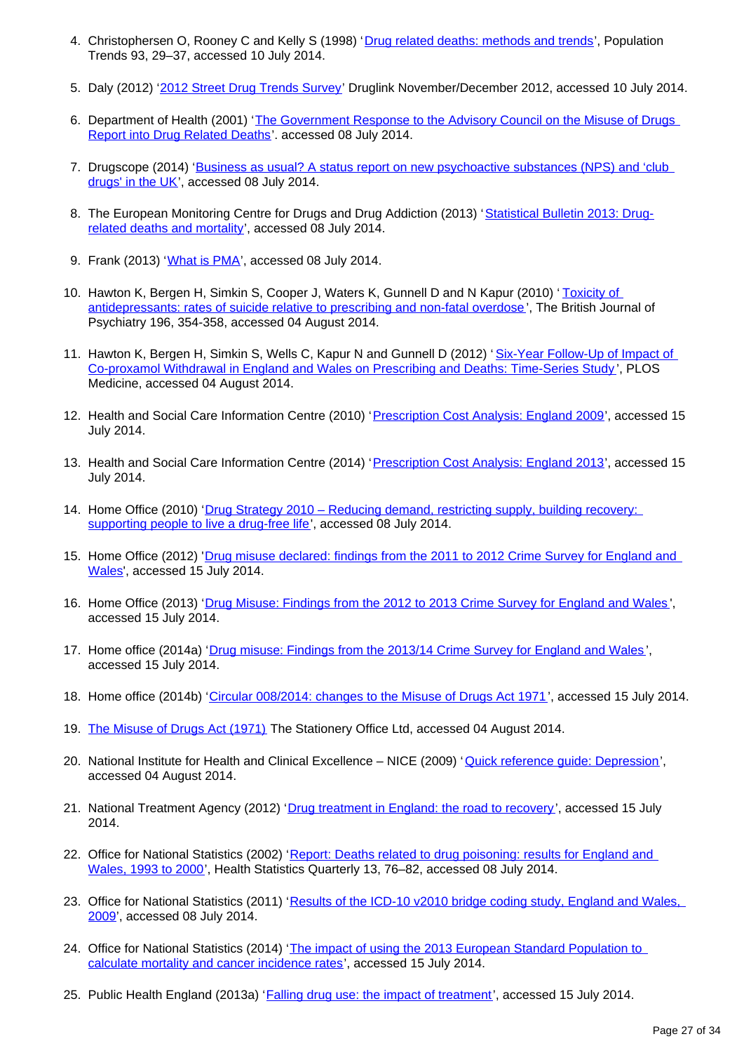4. Christophersen O, Rooney C and Kelly S (1998) 'Drug related deaths: methods and trends', Population Trends 93, 29–37, accessed 10 July 2014.

5. Daly (2012) '2012 Street Drug Trends Survey' Druglink November/December 2012, accessed 10 July 2014.

6. Department of Health (2001) 'The Government Response to the Advisory Council on the Misuse of Drugs Report into Drug Related Deaths'. accessed 08 July 2014.

7. Drugscope (2014) 'Business as usual? A status report on new psychoactive substances (NPS) and 'club drugs' in the UK', accessed 08 July 2014.

8. The European Monitoring Centre for Drugs and Drug Addiction (2013) 'Statistical Bulletin 2013: Drug-related deaths and mortality', accessed 08 July 2014.

9. Frank (2013) 'What is PMA', accessed 08 July 2014.

10. Hawton K, Bergen H, Simkin S, Cooper J, Waters K, Gunnell D and N Kapur (2010) 'Toxicity of antidepressants: rates of suicide relative to prescribing and non-fatal overdose', The British Journal of Psychiatry 196, 354-358, accessed 04 August 2014.

11. Hawton K, Bergen H, Simkin S, Wells C, Kapur N and Gunnell D (2012) 'Six-Year Follow-Up of Impact of Co-proxamol Withdrawal in England and Wales on Prescribing and Deaths: Time-Series Study', PLOS Medicine, accessed 04 August 2014.

12. Health and Social Care Information Centre (2010) 'Prescription Cost Analysis: England 2009', accessed 15 July 2014.

13. Health and Social Care Information Centre (2014) 'Prescription Cost Analysis: England 2013', accessed 15 July 2014.

14. Home Office (2010) 'Drug Strategy 2010 – Reducing demand, restricting supply, building recovery: supporting people to live a drug-free life', accessed 08 July 2014.

15. Home Office (2012) 'Drug misuse declared: findings from the 2011 to 2012 Crime Survey for England and Wales', accessed 15 July 2014.

16. Home Office (2013) 'Drug Misuse: Findings from the 2012 to 2013 Crime Survey for England and Wales', accessed 15 July 2014.

17. Home office (2014a) 'Drug misuse: Findings from the 2013/14 Crime Survey for England and Wales', accessed 15 July 2014.

18. Home office (2014b) 'Circular 008/2014: changes to the Misuse of Drugs Act 1971', accessed 15 July 2014.

19. The Misuse of Drugs Act (1971) The Stationery Office Ltd, accessed 04 August 2014.

20. National Institute for Health and Clinical Excellence – NICE (2009) 'Quick reference guide: Depression', accessed 04 August 2014.

21. National Treatment Agency (2012) 'Drug treatment in England: the road to recovery', accessed 15 July 2014.

22. Office for National Statistics (2002) 'Report: Deaths related to drug poisoning: results for England and Wales, 1993 to 2000', Health Statistics Quarterly 13, 76–82, accessed 08 July 2014.

23. Office for National Statistics (2011) 'Results of the ICD-10 v2010 bridge coding study, England and Wales, 2009', accessed 08 July 2014.

24. Office for National Statistics (2014) 'The impact of using the 2013 European Standard Population to calculate mortality and cancer incidence rates', accessed 15 July 2014.

25. Public Health England (2013a) 'Falling drug use: the impact of treatment', accessed 15 July 2014.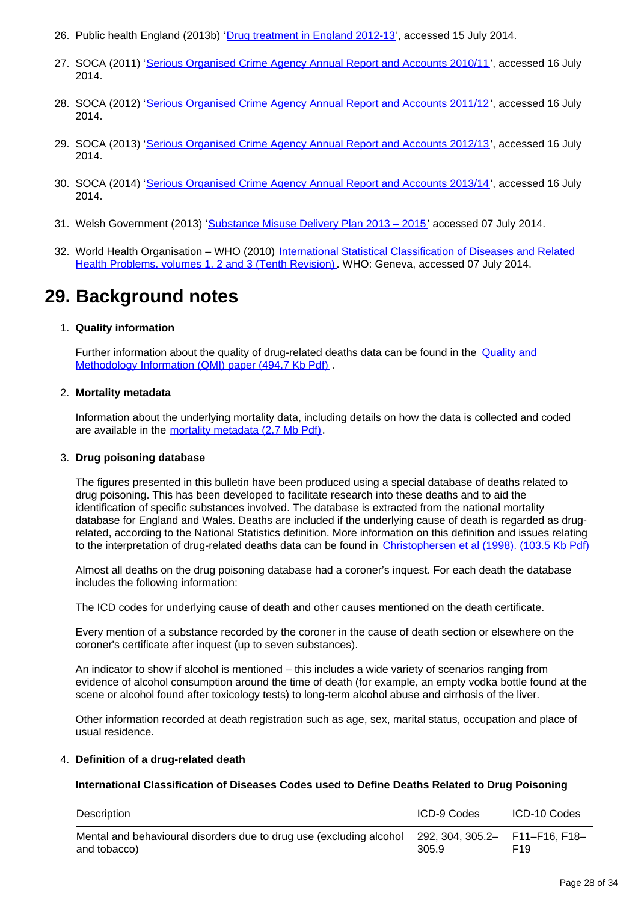26. Public health England (2013b) 'Drug treatment in England 2012-13', accessed 15 July 2014.

27. SOCA (2011) 'Serious Organised Crime Agency Annual Report and Accounts 2010/11', accessed 16 July 2014.

28. SOCA (2012) 'Serious Organised Crime Agency Annual Report and Accounts 2011/12', accessed 16 July 2014.

29. SOCA (2013) 'Serious Organised Crime Agency Annual Report and Accounts 2012/13', accessed 16 July 2014.

30. SOCA (2014) 'Serious Organised Crime Agency Annual Report and Accounts 2013/14', accessed 16 July 2014.

31. Welsh Government (2013) 'Substance Misuse Delivery Plan 2013 – 2015' accessed 07 July 2014.

32. World Health Organisation – WHO (2010) International Statistical Classification of Diseases and Related Health Problems, volumes 1, 2 and 3 (Tenth Revision). WHO: Geneva, accessed 07 July 2014.

# 29. Background notes

1. **Quality information**

   Further information about the quality of drug-related deaths data can be found in the Quality and Methodology Information (QMI) paper (494.7 Kb Pdf) .

2. **Mortality metadata**

   Information about the underlying mortality data, including details on how the data is collected and coded are available in the mortality metadata (2.7 Mb Pdf).

3. **Drug poisoning database**

   The figures presented in this bulletin have been produced using a special database of deaths related to drug poisoning. This has been developed to facilitate research into these deaths and to aid the identification of specific substances involved. The database is extracted from the national mortality database for England and Wales. Deaths are included if the underlying cause of death is regarded as drug-related, according to the National Statistics definition. More information on this definition and issues relating to the interpretation of drug-related deaths data can be found in Christophersen et al (1998). (103.5 Kb Pdf)

   Almost all deaths on the drug poisoning database had a coroner's inquest. For each death the database includes the following information:

   The ICD codes for underlying cause of death and other causes mentioned on the death certificate.

   Every mention of a substance recorded by the coroner in the cause of death section or elsewhere on the coroner's certificate after inquest (up to seven substances).

   An indicator to show if alcohol is mentioned – this includes a wide variety of scenarios ranging from evidence of alcohol consumption around the time of death (for example, an empty vodka bottle found at the scene or alcohol found after toxicology tests) to long-term alcohol abuse and cirrhosis of the liver.

   Other information recorded at death registration such as age, sex, marital status, occupation and place of usual residence.

4. **Definition of a drug-related death**

   **International Classification of Diseases Codes used to Define Deaths Related to Drug Poisoning**

| Description | ICD-9 Codes | ICD-10 Codes |
|---|---|---|
| Mental and behavioural disorders due to drug use (excluding alcohol and tobacco) | 292, 304, 305.2–305.9 | F11–F16, F18–F19 |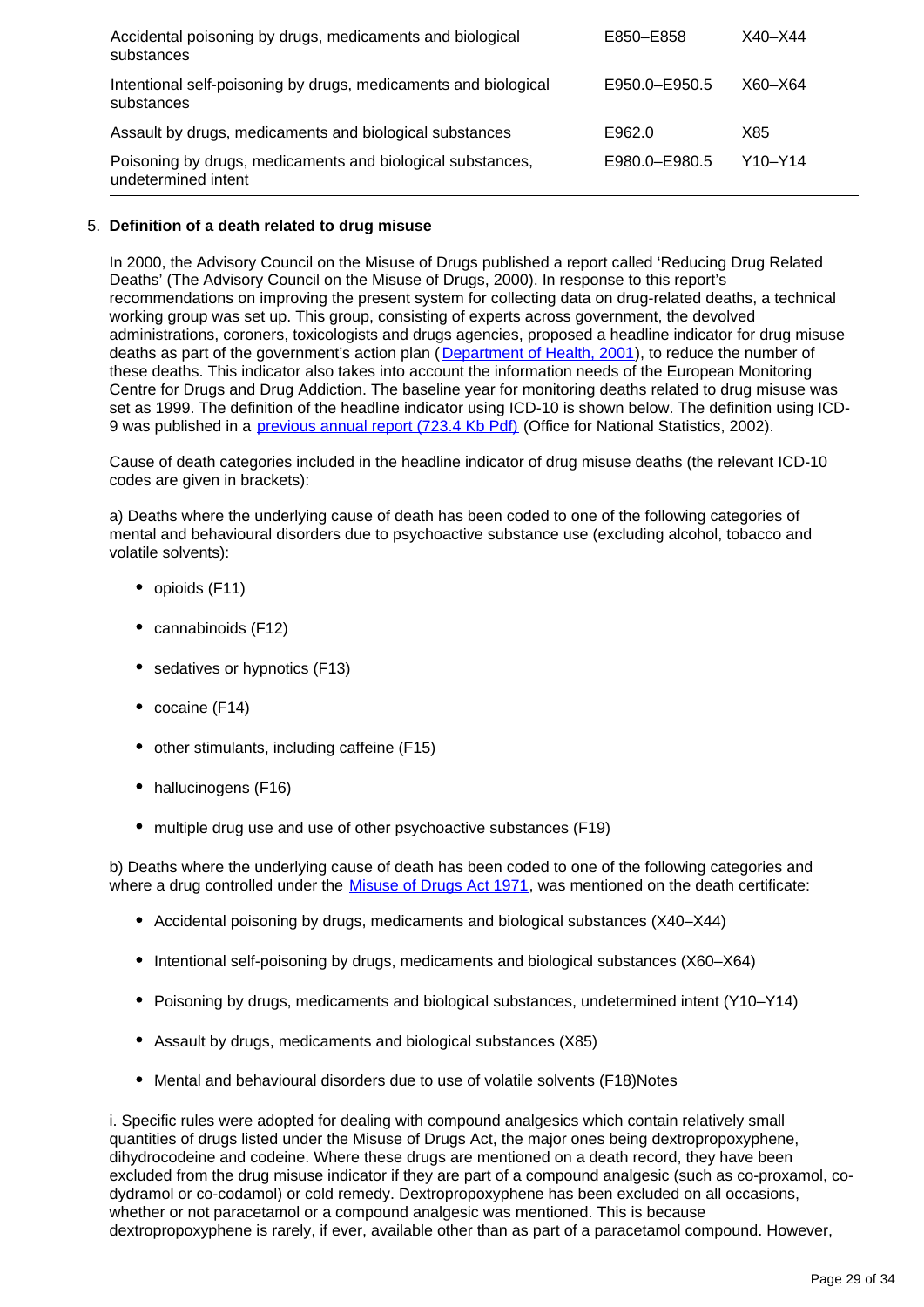| | | |
|---|---|---|
| Accidental poisoning by drugs, medicaments and biological substances | E850–E858 | X40–X44 |
| Intentional self-poisoning by drugs, medicaments and biological substances | E950.0–E950.5 | X60–X64 |
| Assault by drugs, medicaments and biological substances | E962.0 | X85 |
| Poisoning by drugs, medicaments and biological substances, undetermined intent | E980.0–E980.5 | Y10–Y14 |

5. **Definition of a death related to drug misuse**

In 2000, the Advisory Council on the Misuse of Drugs published a report called 'Reducing Drug Related Deaths' (The Advisory Council on the Misuse of Drugs, 2000). In response to this report's recommendations on improving the present system for collecting data on drug-related deaths, a technical working group was set up. This group, consisting of experts across government, the devolved administrations, coroners, toxicologists and drugs agencies, proposed a headline indicator for drug misuse deaths as part of the government's action plan (Department of Health, 2001), to reduce the number of these deaths. This indicator also takes into account the information needs of the European Monitoring Centre for Drugs and Drug Addiction. The baseline year for monitoring deaths related to drug misuse was set as 1999. The definition of the headline indicator using ICD-10 is shown below. The definition using ICD-9 was published in a previous annual report (723.4 Kb Pdf) (Office for National Statistics, 2002).

Cause of death categories included in the headline indicator of drug misuse deaths (the relevant ICD-10 codes are given in brackets):

a) Deaths where the underlying cause of death has been coded to one of the following categories of mental and behavioural disorders due to psychoactive substance use (excluding alcohol, tobacco and volatile solvents):

- opioids (F11)
- cannabinoids (F12)
- sedatives or hypnotics (F13)
- cocaine (F14)
- other stimulants, including caffeine (F15)
- hallucinogens (F16)
- multiple drug use and use of other psychoactive substances (F19)

b) Deaths where the underlying cause of death has been coded to one of the following categories and where a drug controlled under the Misuse of Drugs Act 1971, was mentioned on the death certificate:

- Accidental poisoning by drugs, medicaments and biological substances (X40–X44)
- Intentional self-poisoning by drugs, medicaments and biological substances (X60–X64)
- Poisoning by drugs, medicaments and biological substances, undetermined intent (Y10–Y14)
- Assault by drugs, medicaments and biological substances (X85)
- Mental and behavioural disorders due to use of volatile solvents (F18)Notes

i. Specific rules were adopted for dealing with compound analgesics which contain relatively small quantities of drugs listed under the Misuse of Drugs Act, the major ones being dextropropoxyphene, dihydrocodeine and codeine. Where these drugs are mentioned on a death record, they have been excluded from the drug misuse indicator if they are part of a compound analgesic (such as co-proxamol, co-dydramol or co-codamol) or cold remedy. Dextropropoxyphene has been excluded on all occasions, whether or not paracetamol or a compound analgesic was mentioned. This is because dextropropoxyphene is rarely, if ever, available other than as part of a paracetamol compound. However,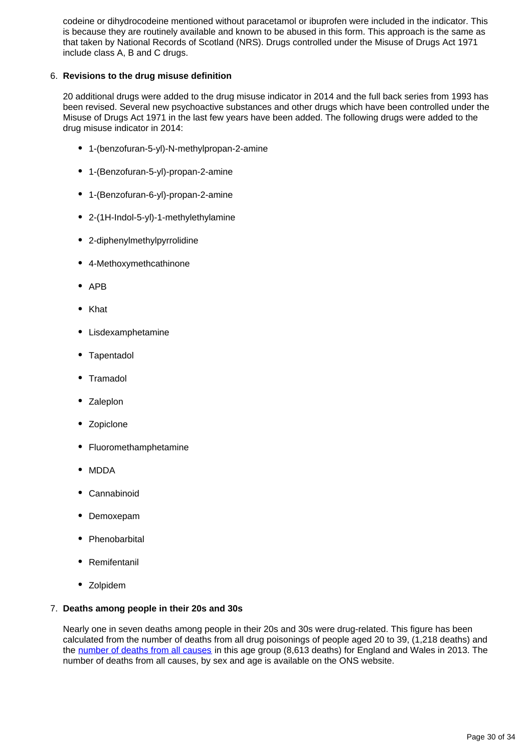codeine or dihydrocodeine mentioned without paracetamol or ibuprofen were included in the indicator. This is because they are routinely available and known to be abused in this form. This approach is the same as that taken by National Records of Scotland (NRS). Drugs controlled under the Misuse of Drugs Act 1971 include class A, B and C drugs.

6. **Revisions to the drug misuse definition**

   20 additional drugs were added to the drug misuse indicator in 2014 and the full back series from 1993 has been revised. Several new psychoactive substances and other drugs which have been controlled under the Misuse of Drugs Act 1971 in the last few years have been added. The following drugs were added to the drug misuse indicator in 2014:

   - 1-(benzofuran-5-yl)-N-methylpropan-2-amine
   - 1-(Benzofuran-5-yl)-propan-2-amine
   - 1-(Benzofuran-6-yl)-propan-2-amine
   - 2-(1H-Indol-5-yl)-1-methylethylamine
   - 2-diphenylmethylpyrrolidine
   - 4-Methoxymethcathinone
   - APB
   - Khat
   - Lisdexamphetamine
   - Tapentadol
   - Tramadol
   - Zaleplon
   - Zopiclone
   - Fluoromethamphetamine
   - MDDA
   - Cannabinoid
   - Demoxepam
   - Phenobarbital
   - Remifentanil
   - Zolpidem

7. **Deaths among people in their 20s and 30s**

   Nearly one in seven deaths among people in their 20s and 30s were drug-related. This figure has been calculated from the number of deaths from all drug poisonings of people aged 20 to 39, (1,218 deaths) and the number of deaths from all causes in this age group (8,613 deaths) for England and Wales in 2013. The number of deaths from all causes, by sex and age is available on the ONS website.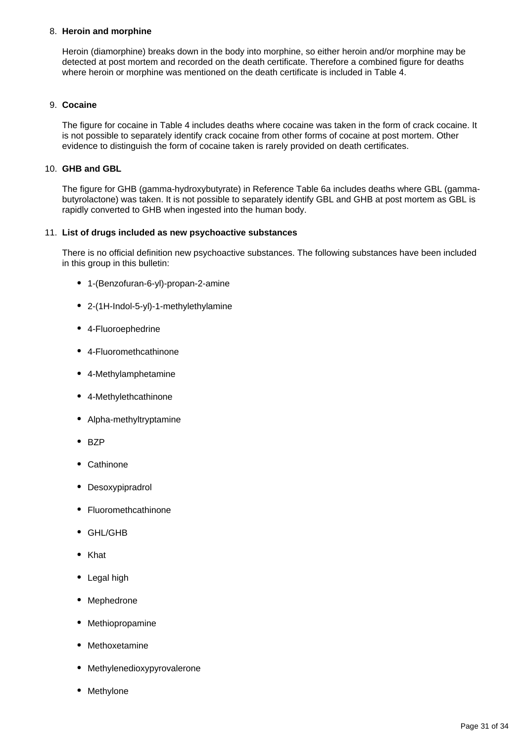8. **Heroin and morphine**

   Heroin (diamorphine) breaks down in the body into morphine, so either heroin and/or morphine may be detected at post mortem and recorded on the death certificate. Therefore a combined figure for deaths where heroin or morphine was mentioned on the death certificate is included in Table 4.

9. **Cocaine**

   The figure for cocaine in Table 4 includes deaths where cocaine was taken in the form of crack cocaine. It is not possible to separately identify crack cocaine from other forms of cocaine at post mortem. Other evidence to distinguish the form of cocaine taken is rarely provided on death certificates.

10. **GHB and GBL**

    The figure for GHB (gamma-hydroxybutyrate) in Reference Table 6a includes deaths where GBL (gamma-butyrolactone) was taken. It is not possible to separately identify GBL and GHB at post mortem as GBL is rapidly converted to GHB when ingested into the human body.

11. **List of drugs included as new psychoactive substances**

    There is no official definition new psychoactive substances. The following substances have been included in this group in this bulletin:

    - 1-(Benzofuran-6-yl)-propan-2-amine
    - 2-(1H-Indol-5-yl)-1-methylethylamine
    - 4-Fluoroephedrine
    - 4-Fluoromethcathinone
    - 4-Methylamphetamine
    - 4-Methylethcathinone
    - Alpha-methyltryptamine
    - BZP
    - Cathinone
    - Desoxypipradrol
    - Fluoromethcathinone
    - GHL/GHB
    - Khat
    - Legal high
    - Mephedrone
    - Methiopropamine
    - Methoxetamine
    - Methylenedioxypyrovalerone
    - Methylone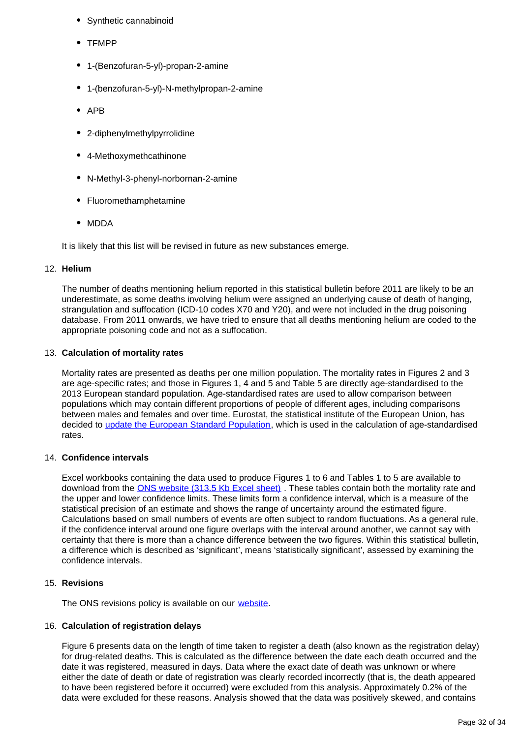- Synthetic cannabinoid
- TFMPP
- 1-(Benzofuran-5-yl)-propan-2-amine
- 1-(benzofuran-5-yl)-N-methylpropan-2-amine
- APB
- 2-diphenylmethylpyrrolidine
- 4-Methoxymethcathinone
- N-Methyl-3-phenyl-norbornan-2-amine
- Fluoromethamphetamine
- MDDA

It is likely that this list will be revised in future as new substances emerge.

12. **Helium**

    The number of deaths mentioning helium reported in this statistical bulletin before 2011 are likely to be an underestimate, as some deaths involving helium were assigned an underlying cause of death of hanging, strangulation and suffocation (ICD-10 codes X70 and Y20), and were not included in the drug poisoning database. From 2011 onwards, we have tried to ensure that all deaths mentioning helium are coded to the appropriate poisoning code and not as a suffocation.

13. **Calculation of mortality rates**

    Mortality rates are presented as deaths per one million population. The mortality rates in Figures 2 and 3 are age-specific rates; and those in Figures 1, 4 and 5 and Table 5 are directly age-standardised to the 2013 European standard population. Age-standardised rates are used to allow comparison between populations which may contain different proportions of people of different ages, including comparisons between males and females and over time. Eurostat, the statistical institute of the European Union, has decided to update the European Standard Population, which is used in the calculation of age-standardised rates.

14. **Confidence intervals**

    Excel workbooks containing the data used to produce Figures 1 to 6 and Tables 1 to 5 are available to download from the ONS website (313.5 Kb Excel sheet) . These tables contain both the mortality rate and the upper and lower confidence limits. These limits form a confidence interval, which is a measure of the statistical precision of an estimate and shows the range of uncertainty around the estimated figure. Calculations based on small numbers of events are often subject to random fluctuations. As a general rule, if the confidence interval around one figure overlaps with the interval around another, we cannot say with certainty that there is more than a chance difference between the two figures. Within this statistical bulletin, a difference which is described as 'significant', means 'statistically significant', assessed by examining the confidence intervals.

15. **Revisions**

    The ONS revisions policy is available on our website.

16. **Calculation of registration delays**

    Figure 6 presents data on the length of time taken to register a death (also known as the registration delay) for drug-related deaths. This is calculated as the difference between the date each death occurred and the date it was registered, measured in days. Data where the exact date of death was unknown or where either the date of death or date of registration was clearly recorded incorrectly (that is, the death appeared to have been registered before it occurred) were excluded from this analysis. Approximately 0.2% of the data were excluded for these reasons. Analysis showed that the data was positively skewed, and contains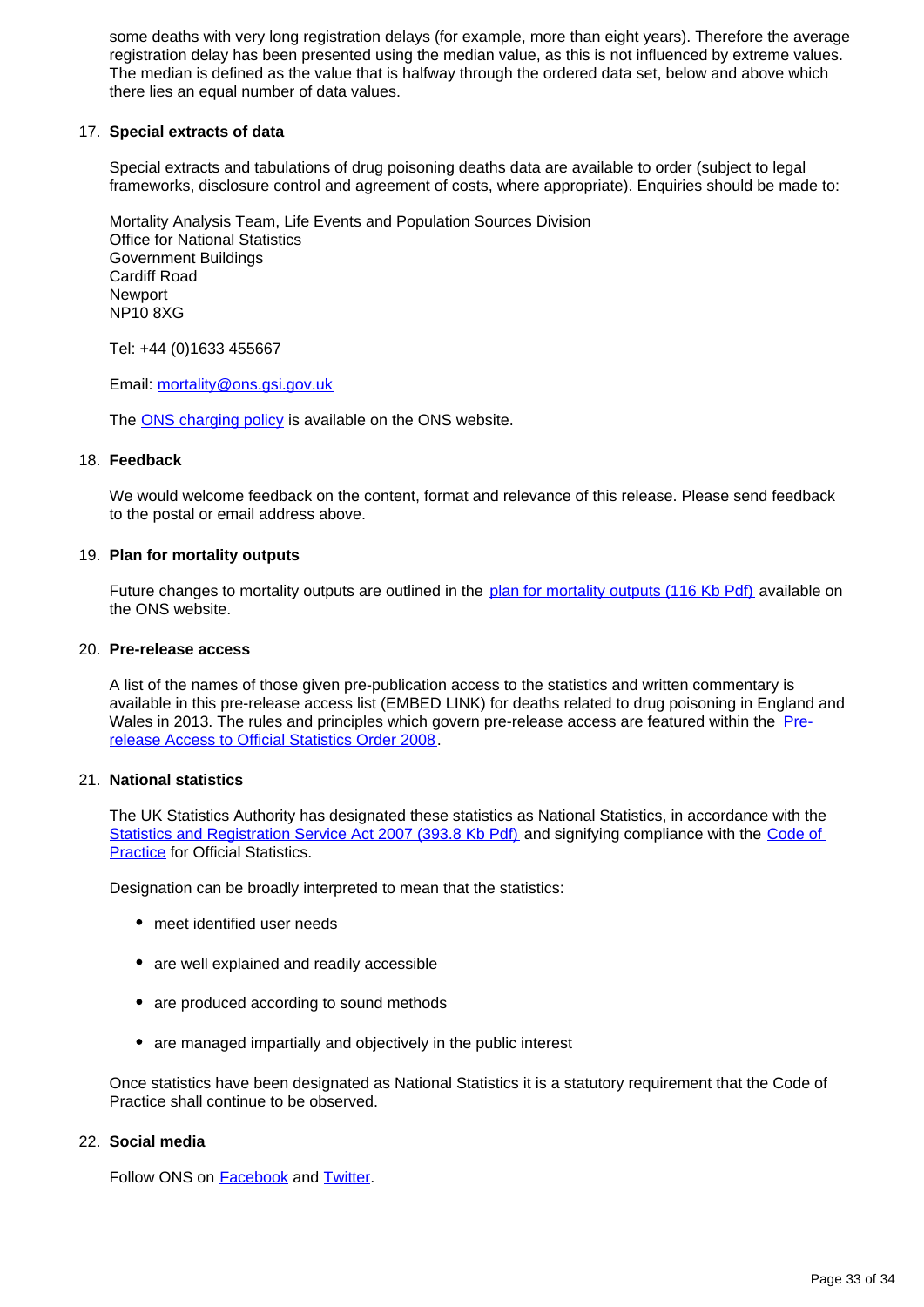some deaths with very long registration delays (for example, more than eight years). Therefore the average registration delay has been presented using the median value, as this is not influenced by extreme values. The median is defined as the value that is halfway through the ordered data set, below and above which there lies an equal number of data values.

17. **Special extracts of data**

    Special extracts and tabulations of drug poisoning deaths data are available to order (subject to legal frameworks, disclosure control and agreement of costs, where appropriate). Enquiries should be made to:

    Mortality Analysis Team, Life Events and Population Sources Division
    Office for National Statistics
    Government Buildings
    Cardiff Road
    Newport
    NP10 8XG

    Tel: +44 (0)1633 455667

    Email: [mortality@ons.gsi.gov.uk](mailto:mortality@ons.gsi.gov.uk)

    The [ONS charging policy]() is available on the ONS website.

18. **Feedback**

    We would welcome feedback on the content, format and relevance of this release. Please send feedback to the postal or email address above.

19. **Plan for mortality outputs**

    Future changes to mortality outputs are outlined in the [plan for mortality outputs (116 Kb Pdf)]() available on the ONS website.

20. **Pre-release access**

    A list of the names of those given pre-publication access to the statistics and written commentary is available in this pre-release access list (EMBED LINK) for deaths related to drug poisoning in England and Wales in 2013. The rules and principles which govern pre-release access are featured within the [Pre-release Access to Official Statistics Order 2008]().

21. **National statistics**

    The UK Statistics Authority has designated these statistics as National Statistics, in accordance with the [Statistics and Registration Service Act 2007 (393.8 Kb Pdf)]() and signifying compliance with the [Code of Practice]() for Official Statistics.

    Designation can be broadly interpreted to mean that the statistics:

    - meet identified user needs
    - are well explained and readily accessible
    - are produced according to sound methods
    - are managed impartially and objectively in the public interest

    Once statistics have been designated as National Statistics it is a statutory requirement that the Code of Practice shall continue to be observed.

22. **Social media**

    Follow ONS on [Facebook]() and [Twitter]().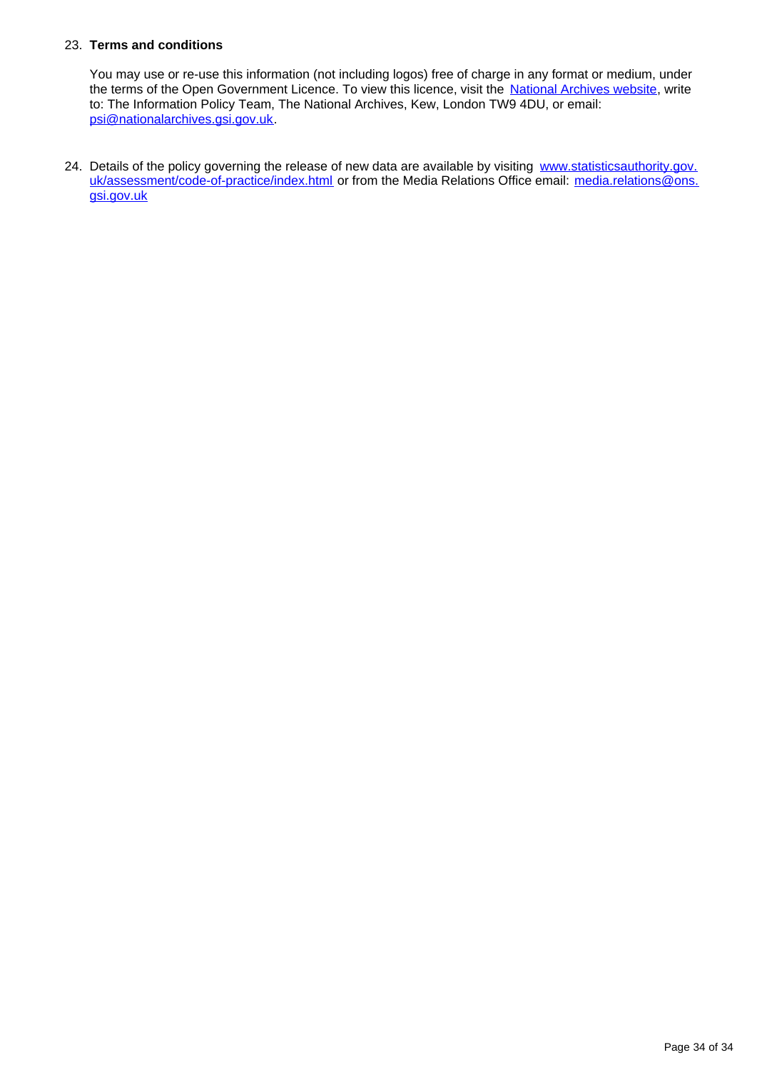23. **Terms and conditions**

    You may use or re-use this information (not including logos) free of charge in any format or medium, under the terms of the Open Government Licence. To view this licence, visit the National Archives website, write to: The Information Policy Team, The National Archives, Kew, London TW9 4DU, or email: psi@nationalarchives.gsi.gov.uk.

24. Details of the policy governing the release of new data are available by visiting www.statisticsauthority.gov.uk/assessment/code-of-practice/index.html or from the Media Relations Office email: media.relations@ons.gsi.gov.uk